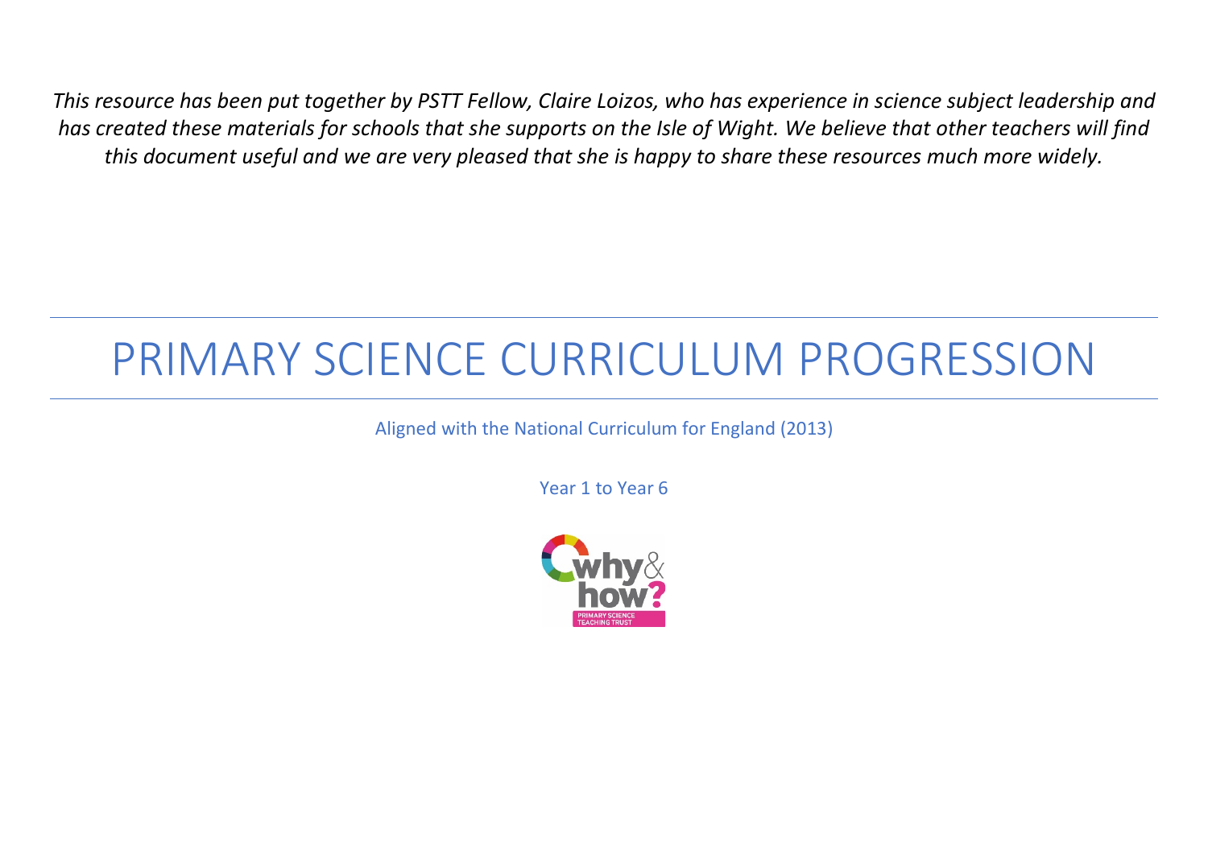*This resource has been put together by PSTT Fellow, Claire Loizos, who has experience in science subject leadership and has created these materials for schools that she supports on the Isle of Wight. We believe that other teachers will find this document useful and we are very pleased that she is happy to share these resources much more widely.*

# PRIMARY SCIENCE CURRICULUM PROGRESSION

Aligned with the National Curriculum for England (2013)

Year 1 to Year 6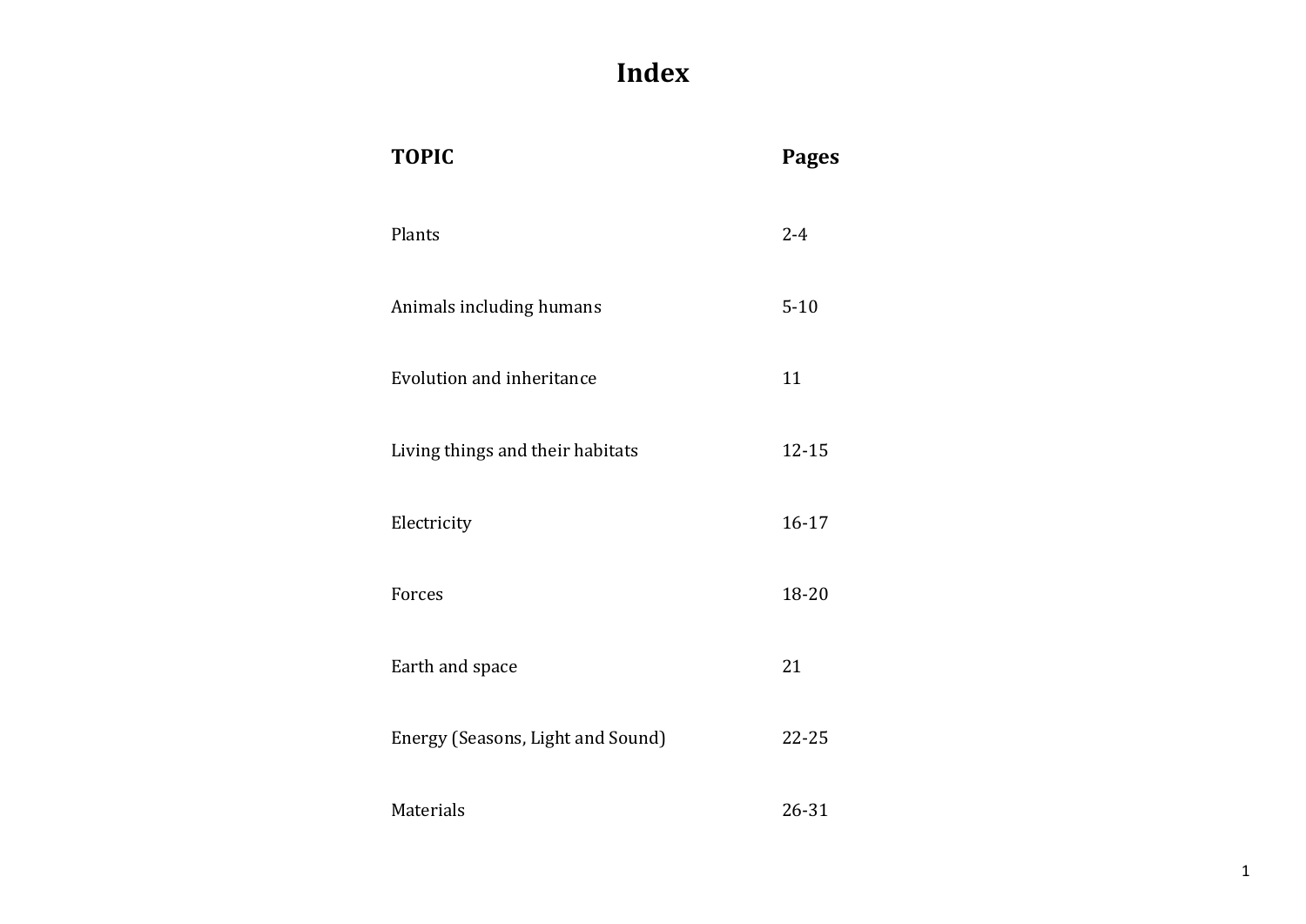# Index

| TOPIC | Pages |
|---|---|
| Plants | 2-4 |
| Animals including humans | 5-10 |
| Evolution and inheritance | 11 |
| Living things and their habitats | 12-15 |
| Electricity | 16-17 |
| Forces | 18-20 |
| Earth and space | 21 |
| Energy (Seasons, Light and Sound) | 22-25 |
| Materials | 26-31 |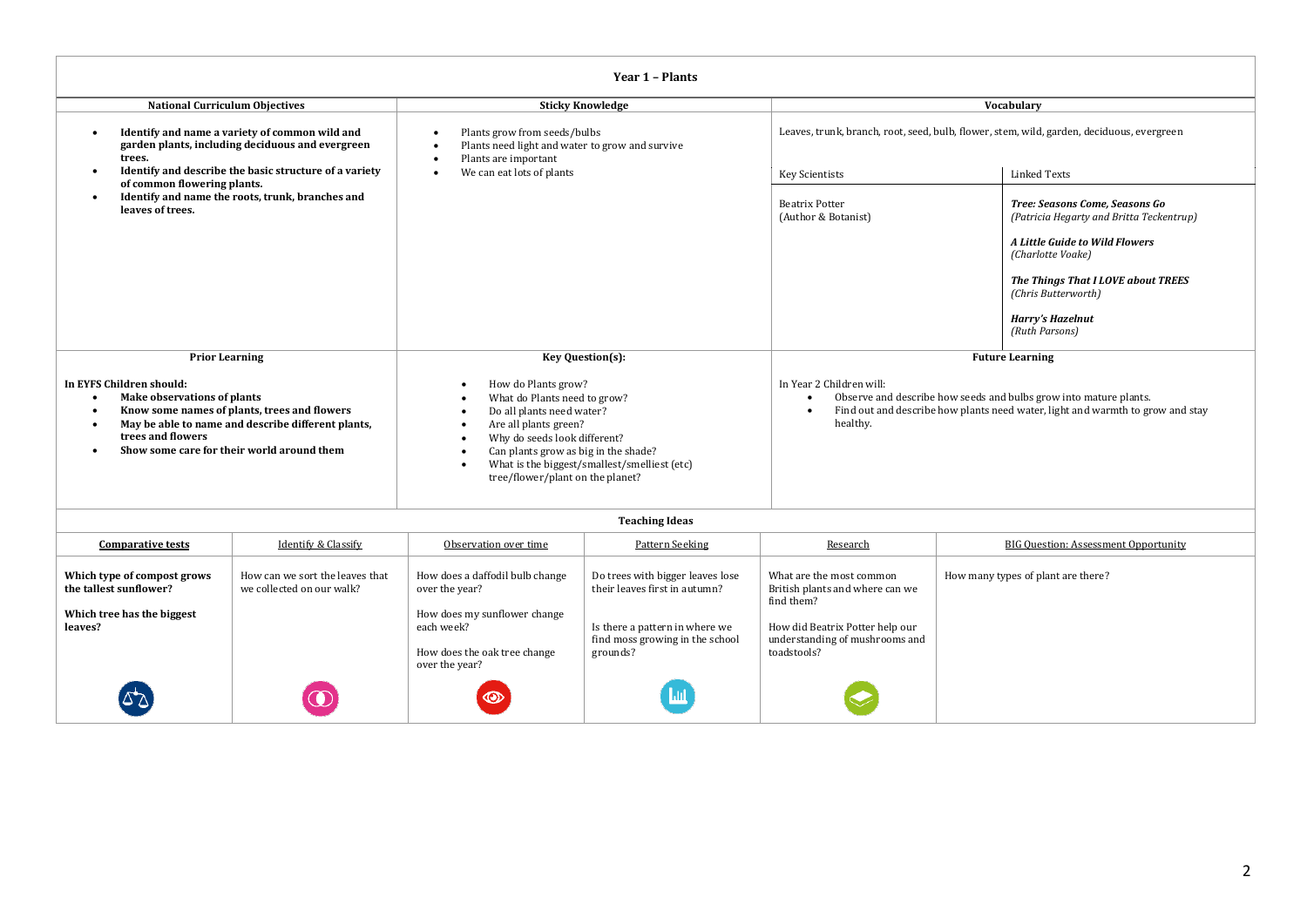# Year 1 – Plants

| National Curriculum Objectives | Sticky Knowledge | Vocabulary |
|---|---|---|
| <ul><li>**Identify and name a variety of common wild and garden plants, including deciduous and evergreen trees.**</li><li>**Identify and describe the basic structure of a variety of common flowering plants.**</li><li>**Identify and name the roots, trunk, branches and leaves of trees.**</li></ul> | <ul><li>Plants grow from seeds/bulbs</li><li>Plants need light and water to grow and survive</li><li>Plants are important</li><li>We can eat lots of plants</li></ul> | Leaves, trunk, branch, root, seed, bulb, flower, stem, wild, garden, deciduous, evergreen |

| Key Scientists | Linked Texts |
|---|---|
| Beatrix Potter (Author & Botanist) | ***Tree: Seasons Come, Seasons Go*** *(Patricia Hegarty and Britta Teckentrup)*<br><br>***A Little Guide to Wild Flowers*** *(Charlotte Voake)*<br><br>***The Things That I LOVE about TREES*** *(Chris Butterworth)*<br><br>***Harry's Hazelnut*** *(Ruth Parsons)* |

| Prior Learning | Key Question(s): | Future Learning |
|---|---|---|
| **In EYFS Children should:**<ul><li>**Make observations of plants**</li><li>**Know some names of plants, trees and flowers**</li><li>**May be able to name and describe different plants, trees and flowers**</li><li>**Show some care for their world around them**</li></ul> | <ul><li>How do Plants grow?</li><li>What do Plants need to grow?</li><li>Do all plants need water?</li><li>Are all plants green?</li><li>Why do seeds look different?</li><li>Can plants grow as big in the shade?</li><li>What is the biggest/smallest/smelliest (etc) tree/flower/plant on the planet?</li></ul> | In Year 2 Children will:<ul><li>Observe and describe how seeds and bulbs grow into mature plants.</li><li>Find out and describe how plants need water, light and warmth to grow and stay healthy.</li></ul> |

## Teaching Ideas

| Comparative tests | Identify & Classify | Observation over time | Pattern Seeking | Research | BIG Question: Assessment Opportunity |
|---|---|---|---|---|---|
| **Which type of compost grows the tallest sunflower?**<br><br>**Which tree has the biggest leaves?** | How can we sort the leaves that we collected on our walk? | How does a daffodil bulb change over the year?<br><br>How does my sunflower change each week?<br><br>How does the oak tree change over the year? | Do trees with bigger leaves lose their leaves first in autumn?<br><br>Is there a pattern in where we find moss growing in the school grounds? | What are the most common British plants and where can we find them?<br><br>How did Beatrix Potter help our understanding of mushrooms and toadstools? | How many types of plant are there? |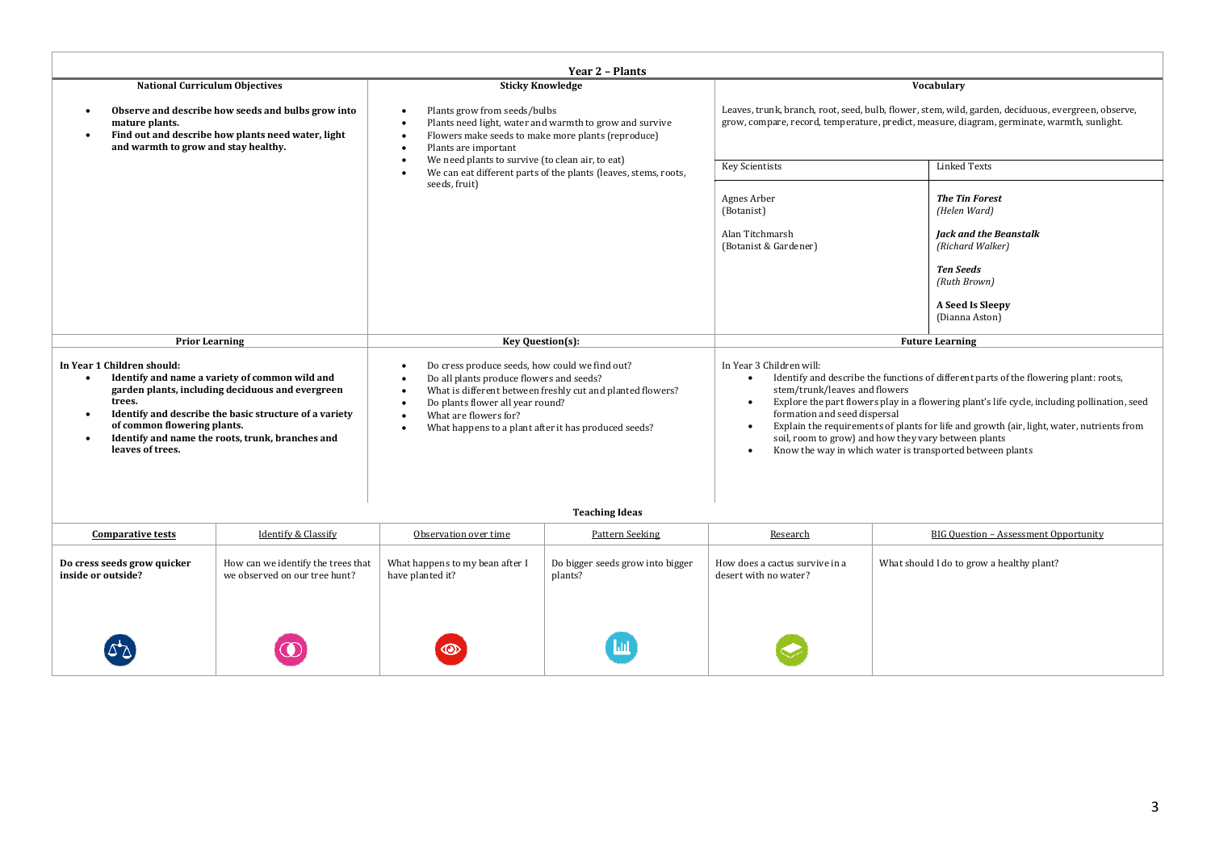# Year 2 – Plants

## National Curriculum Objectives

- **Observe and describe how seeds and bulbs grow into mature plants.**
- **Find out and describe how plants need water, light and warmth to grow and stay healthy.**

## Sticky Knowledge

- Plants grow from seeds/bulbs
- Plants need light, water and warmth to grow and survive
- Flowers make seeds to make more plants (reproduce)
- Plants are important
- We need plants to survive (to clean air, to eat)
- We can eat different parts of the plants (leaves, stems, roots, seeds, fruit)

## Vocabulary

Leaves, trunk, branch, root, seed, bulb, flower, stem, wild, garden, deciduous, evergreen, observe, grow, compare, record, temperature, predict, measure, diagram, germinate, warmth, sunlight.

| Key Scientists | Linked Texts |
| --- | --- |
| Agnes Arber (Botanist) | ***The Tin Forest*** *(Helen Ward)* |
| Alan Titchmarsh (Botanist & Gardener) | ***Jack and the Beanstalk*** *(Richard Walker)* |
| | ***Ten Seeds*** *(Ruth Brown)* |
| | **A Seed Is Sleepy** (Dianna Aston) |

## Prior Learning

**In Year 1 Children should:**

- **Identify and name a variety of common wild and garden plants, including deciduous and evergreen trees.**
- **Identify and describe the basic structure of a variety of common flowering plants.**
- **Identify and name the roots, trunk, branches and leaves of trees.**

## Key Question(s):

- Do cress produce seeds, how could we find out?
- Do all plants produce flowers and seeds?
- What is different between freshly cut and planted flowers?
- Do plants flower all year round?
- What are flowers for?
- What happens to a plant after it has produced seeds?

## Future Learning

In Year 3 Children will:

- Identify and describe the functions of different parts of the flowering plant: roots, stem/trunk/leaves and flowers
- Explore the part flowers play in a flowering plant's life cycle, including pollination, seed formation and seed dispersal
- Explain the requirements of plants for life and growth (air, light, water, nutrients from soil, room to grow) and how they vary between plants
- Know the way in which water is transported between plants

## Teaching Ideas

| Comparative tests | Identify & Classify | Observation over time | Pattern Seeking | Research | BIG Question – Assessment Opportunity |
| --- | --- | --- | --- | --- | --- |
| **Do cress seeds grow quicker inside or outside?** | How can we identify the trees that we observed on our tree hunt? | What happens to my bean after I have planted it? | Do bigger seeds grow into bigger plants? | How does a cactus survive in a desert with no water? | What should I do to grow a healthy plant? |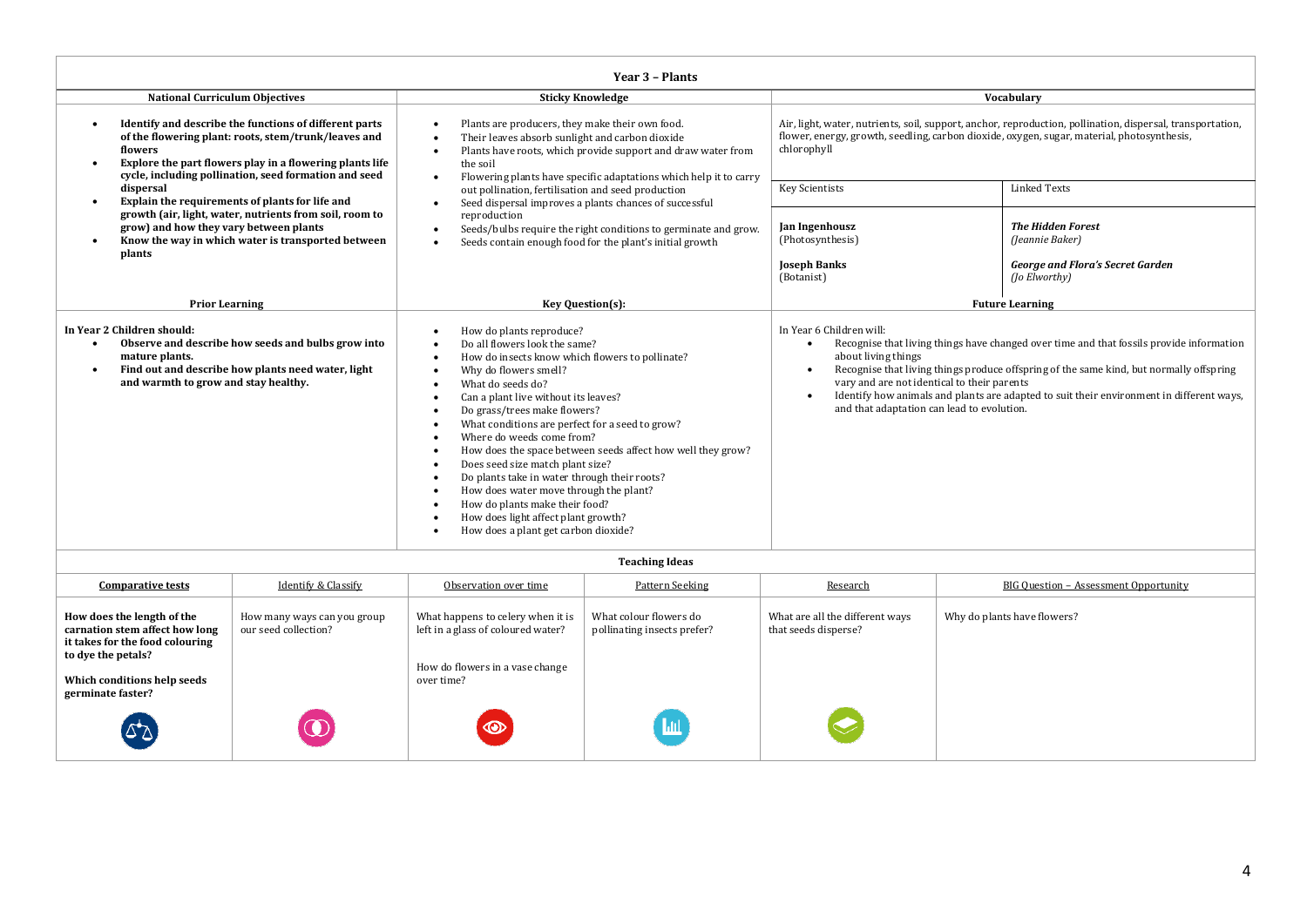# Year 3 – Plants

| National Curriculum Objectives | Sticky Knowledge | Vocabulary |
|---|---|---|
| <ul><li>**Identify and describe the functions of different parts of the flowering plant: roots, stem/trunk/leaves and flowers**</li><li>**Explore the part flowers play in a flowering plants life cycle, including pollination, seed formation and seed dispersal**</li><li>**Explain the requirements of plants for life and growth (air, light, water, nutrients from soil, room to grow) and how they vary between plants**</li><li>**Know the way in which water is transported between plants**</li></ul> | <ul><li>Plants are producers, they make their own food.</li><li>Their leaves absorb sunlight and carbon dioxide</li><li>Plants have roots, which provide support and draw water from the soil</li><li>Flowering plants have specific adaptations which help it to carry out pollination, fertilisation and seed production</li><li>Seed dispersal improves a plants chances of successful reproduction</li><li>Seeds/bulbs require the right conditions to germinate and grow.</li><li>Seeds contain enough food for the plant's initial growth</li></ul> | Air, light, water, nutrients, soil, support, anchor, reproduction, pollination, dispersal, transportation, flower, energy, growth, seedling, carbon dioxide, oxygen, sugar, material, photosynthesis, chlorophyll<br><br>**Key Scientists:**<br>**Jan Ingenhousz** (Photosynthesis)<br>**Joseph Banks** (Botanist)<br><br>**Linked Texts:**<br>***The Hidden Forest*** *(Jeannie Baker)*<br>***George and Flora's Secret Garden*** *(Jo Elworthy)* |

| Prior Learning | Key Question(s): | Future Learning |
|---|---|---|
| **In Year 2 Children should:**<ul><li>**Observe and describe how seeds and bulbs grow into mature plants.**</li><li>**Find out and describe how plants need water, light and warmth to grow and stay healthy.**</li></ul> | <ul><li>How do plants reproduce?</li><li>Do all flowers look the same?</li><li>How do insects know which flowers to pollinate?</li><li>Why do flowers smell?</li><li>What do seeds do?</li><li>Can a plant live without its leaves?</li><li>Do grass/trees make flowers?</li><li>What conditions are perfect for a seed to grow?</li><li>Where do weeds come from?</li><li>How does the space between seeds affect how well they grow?</li><li>Does seed size match plant size?</li><li>Do plants take in water through their roots?</li><li>How does water move through the plant?</li><li>How do plants make their food?</li><li>How does light affect plant growth?</li><li>How does a plant get carbon dioxide?</li></ul> | In Year 6 Children will:<ul><li>Recognise that living things have changed over time and that fossils provide information about living things</li><li>Recognise that living things produce offspring of the same kind, but normally offspring vary and are not identical to their parents</li><li>Identify how animals and plants are adapted to suit their environment in different ways, and that adaptation can lead to evolution.</li></ul> |

## Teaching Ideas

| Comparative tests | Identify & Classify | Observation over time | Pattern Seeking | Research | BIG Question – Assessment Opportunity |
|---|---|---|---|---|---|
| **How does the length of the carnation stem affect how long it takes for the food colouring to dye the petals?**<br><br>**Which conditions help seeds germinate faster?** | How many ways can you group our seed collection? | What happens to celery when it is left in a glass of coloured water?<br><br>How do flowers in a vase change over time? | What colour flowers do pollinating insects prefer? | What are all the different ways that seeds disperse? | Why do plants have flowers? |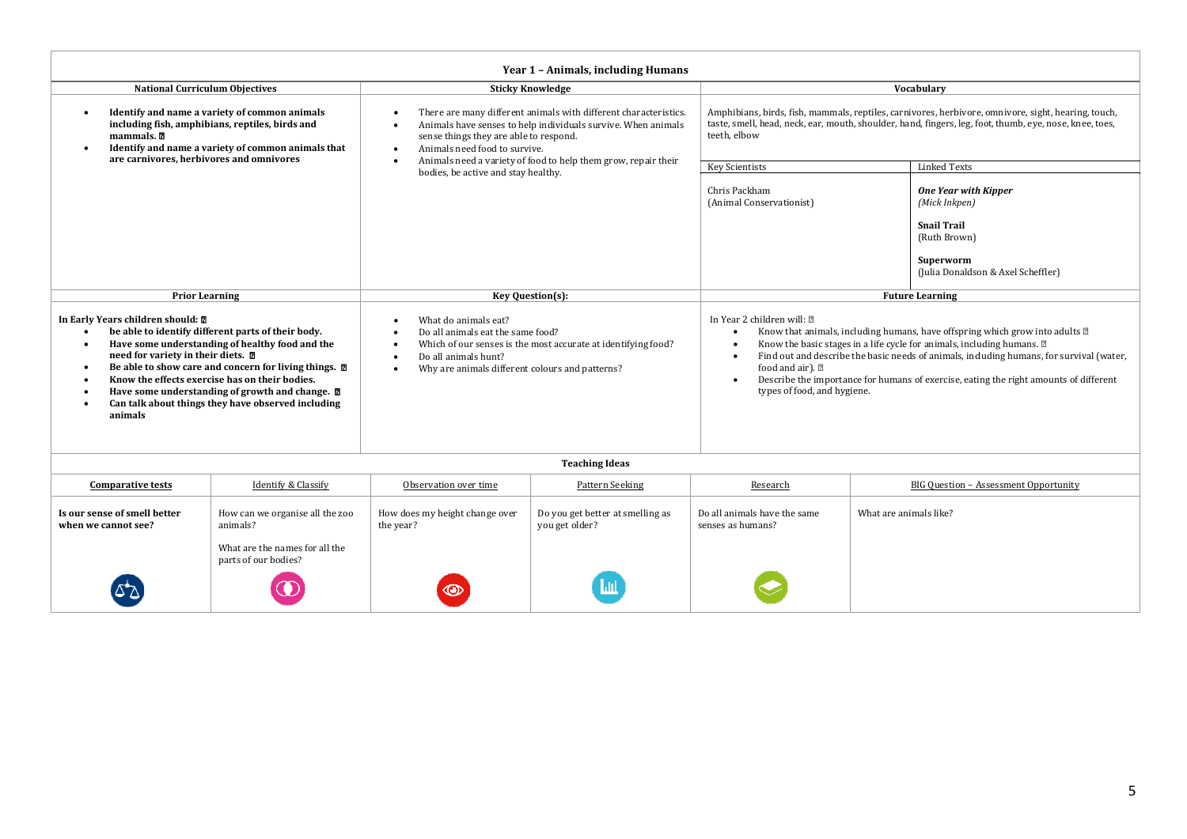# Year 1 – Animals, including Humans

| National Curriculum Objectives | Sticky Knowledge | Vocabulary |
|---|---|---|
| • **Identify and name a variety of common animals including fish, amphibians, reptiles, birds and mammals.** <br>• **Identify and name a variety of common animals that are carnivores, herbivores and omnivores** | • There are many different animals with different characteristics. <br>• Animals have senses to help individuals survive. When animals sense things they are able to respond. <br>• Animals need food to survive. <br>• Animals need a variety of food to help them grow, repair their bodies, be active and stay healthy. | Amphibians, birds, fish, mammals, reptiles, carnivores, herbivore, omnivore, sight, hearing, touch, taste, smell, head, neck, ear, mouth, shoulder, hand, fingers, leg, foot, thumb, eye, nose, knee, toes, teeth, elbow <br><br>**Key Scientists:** Chris Packham (Animal Conservationist) <br><br>**Linked Texts:** ***One Year with Kipper*** *(Mick Inkpen)*; **Snail Trail** (Ruth Brown); **Superworm** (Julia Donaldson & Axel Scheffler) |

| Prior Learning | Key Question(s): | Future Learning |
|---|---|---|
| **In Early Years children should:** <br>• **be able to identify different parts of their body.** <br>• **Have some understanding of healthy food and the need for variety in their diets.** <br>• **Be able to show care and concern for living things.** <br>• **Know the effects exercise has on their bodies.** <br>• **Have some understanding of growth and change.** <br>• **Can talk about things they have observed including animals** | • What do animals eat? <br>• Do all animals eat the same food? <br>• Which of our senses is the most accurate at identifying food? <br>• Do all animals hunt? <br>• Why are animals different colours and patterns? | In Year 2 children will: <br>• Know that animals, including humans, have offspring which grow into adults <br>• Know the basic stages in a life cycle for animals, including humans. <br>• Find out and describe the basic needs of animals, including humans, for survival (water, food and air). <br>• Describe the importance for humans of exercise, eating the right amounts of different types of food, and hygiene. |

## Teaching Ideas

| Comparative tests | Identify & Classify | Observation over time | Pattern Seeking | Research | BIG Question – Assessment Opportunity |
|---|---|---|---|---|---|
| **Is our sense of smell better when we cannot see?** | How can we organise all the zoo animals? <br><br>What are the names for all the parts of our bodies? | How does my height change over the year? | Do you get better at smelling as you get older? | Do all animals have the same senses as humans? | What are animals like? |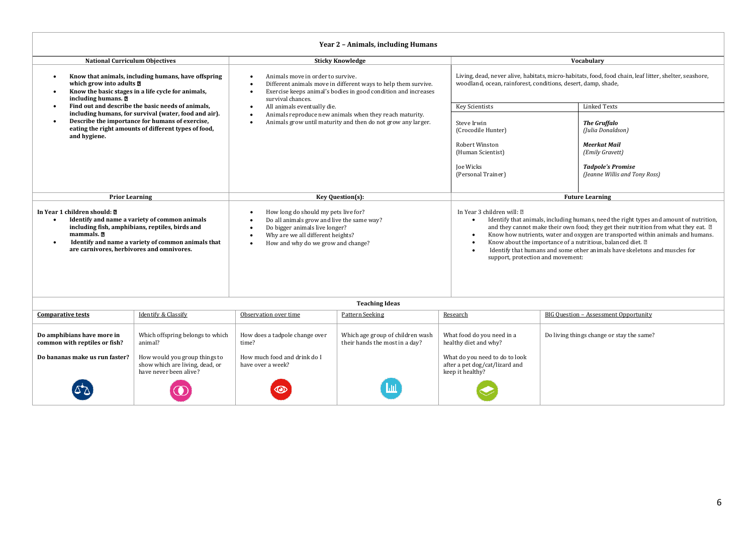# Year 2 – Animals, including Humans

| National Curriculum Objectives | Sticky Knowledge | Vocabulary |
|---|---|---|
| **• Know that animals, including humans, have offspring which grow into adults**<br>**• Know the basic stages in a life cycle for animals, including humans.**<br>**• Find out and describe the basic needs of animals, including humans, for survival (water, food and air).**<br>**• Describe the importance for humans of exercise, eating the right amounts of different types of food, and hygiene.** | • Animals move in order to survive.<br>• Different animals move in different ways to help them survive.<br>• Exercise keeps animal's bodies in good condition and increases survival chances.<br>• All animals eventually die.<br>• Animals reproduce new animals when they reach maturity.<br>• Animals grow until maturity and then do not grow any larger. | Living, dead, never alive, habitats, micro-habitats, food, food chain, leaf litter, shelter, seashore, woodland, ocean, rainforest, conditions, desert, damp, shade,<br><br>**Key Scientists:** Steve Irwin (Crocodile Hunter); Robert Winston (Human Scientist); Joe Wicks (Personal Trainer)<br><br>**Linked Texts:** ***The Gruffalo*** *(Julia Donaldson)*; ***Meerkat Mail*** *(Emily Gravett)*; ***Tadpole's Promise*** *(Jeanne Willis and Tony Ross)* |

| Prior Learning | Key Question(s): | Future Learning |
|---|---|---|
| **In Year 1 children should:**<br>**• Identify and name a variety of common animals including fish, amphibians, reptiles, birds and mammals.**<br>**• Identify and name a variety of common animals that are carnivores, herbivores and omnivores.** | • How long do should my pets live for?<br>• Do all animals grow and live the same way?<br>• Do bigger animals live longer?<br>• Why are we all different heights?<br>• How and why do we grow and change? | In Year 3 children will:<br>• Identify that animals, including humans, need the right types and amount of nutrition, and they cannot make their own food; they get their nutrition from what they eat.<br>• Know how nutrients, water and oxygen are transported within animals and humans.<br>• Know about the importance of a nutritious, balanced diet.<br>• Identify that humans and some other animals have skeletons and muscles for support, protection and movement: |

## Teaching Ideas

| Comparative tests | Identify & Classify | Observation over time | Pattern Seeking | Research | BIG Question – Assessment Opportunity |
|---|---|---|---|---|---|
| **Do amphibians have more in common with reptiles or fish?** | Which offspring belongs to which animal? | How does a tadpole change over time? | Which age group of children wash their hands the most in a day? | What food do you need in a healthy diet and why? | Do living things change or stay the same? |
| **Do bananas make us run faster?** | How would you group things to show which are living, dead, or have never been alive? | How much food and drink do I have over a week? | | What do you need to do to look after a pet dog/cat/lizard and keep it healthy? | |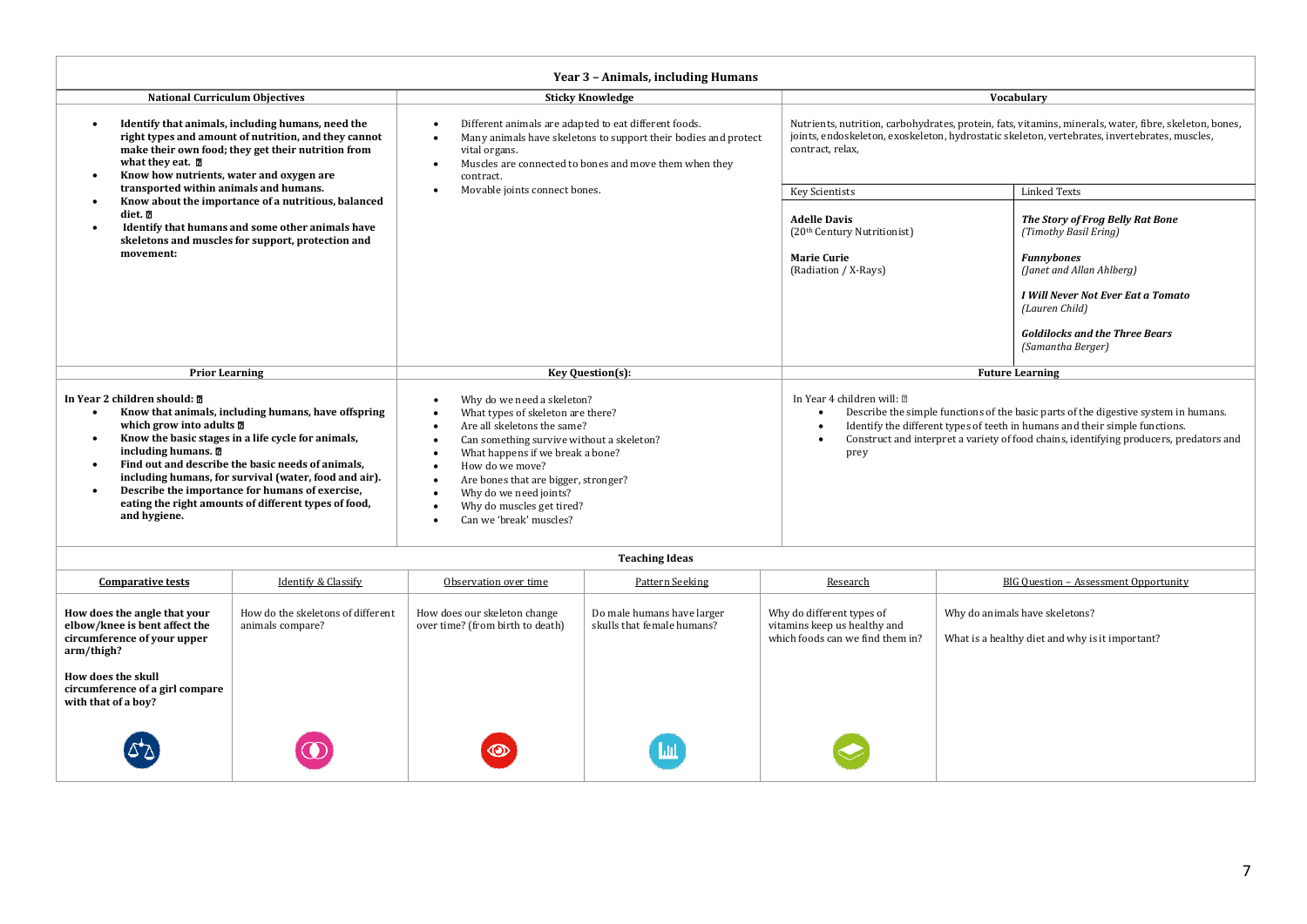# Year 3 – Animals, including Humans

| National Curriculum Objectives | Sticky Knowledge | Vocabulary | |
|---|---|---|---|
| • **Identify that animals, including humans, need the right types and amount of nutrition, and they cannot make their own food; they get their nutrition from what they eat.**<br>• **Know how nutrients, water and oxygen are transported within animals and humans.**<br>• **Know about the importance of a nutritious, balanced diet.**<br>• **Identify that humans and some other animals have skeletons and muscles for support, protection and movement:** | • Different animals are adapted to eat different foods.<br>• Many animals have skeletons to support their bodies and protect vital organs.<br>• Muscles are connected to bones and move them when they contract.<br>• Movable joints connect bones. | Nutrients, nutrition, carbohydrates, protein, fats, vitamins, minerals, water, fibre, skeleton, bones, joints, endoskeleton, exoskeleton, hydrostatic skeleton, vertebrates, invertebrates, muscles, contract, relax, | |
| | | Key Scientists | Linked Texts |
| | | **Adelle Davis**<br>(20th Century Nutritionist)<br><br>**Marie Curie**<br>(Radiation / X-Rays) | ***The Story of Frog Belly Rat Bone***<br>*(Timothy Basil Ering)*<br><br>***Funnybones***<br>*(Janet and Allan Ahlberg)*<br><br>***I Will Never Not Ever Eat a Tomato***<br>*(Lauren Child)*<br><br>***Goldilocks and the Three Bears***<br>*(Samantha Berger)* |

| Prior Learning | Key Question(s): | Future Learning |
|---|---|---|
| **In Year 2 children should:**<br>• **Know that animals, including humans, have offspring which grow into adults**<br>• **Know the basic stages in a life cycle for animals, including humans.**<br>• **Find out and describe the basic needs of animals, including humans, for survival (water, food and air).**<br>• **Describe the importance for humans of exercise, eating the right amounts of different types of food, and hygiene.** | • Why do we need a skeleton?<br>• What types of skeleton are there?<br>• Are all skeletons the same?<br>• Can something survive without a skeleton?<br>• What happens if we break a bone?<br>• How do we move?<br>• Are bones that are bigger, stronger?<br>• Why do we need joints?<br>• Why do muscles get tired?<br>• Can we 'break' muscles? | In Year 4 children will:<br>• Describe the simple functions of the basic parts of the digestive system in humans.<br>• Identify the different types of teeth in humans and their simple functions.<br>• Construct and interpret a variety of food chains, identifying producers, predators and prey |

## Teaching Ideas

| Comparative tests | Identify & Classify | Observation over time | Pattern Seeking | Research | BIG Question – Assessment Opportunity |
|---|---|---|---|---|---|
| **How does the angle that your elbow/knee is bent affect the circumference of your upper arm/thigh?**<br><br>**How does the skull circumference of a girl compare with that of a boy?** | How do the skeletons of different animals compare? | How does our skeleton change over time? (from birth to death) | Do male humans have larger skulls that female humans? | Why do different types of vitamins keep us healthy and which foods can we find them in? | Why do animals have skeletons?<br><br>What is a healthy diet and why is it important? |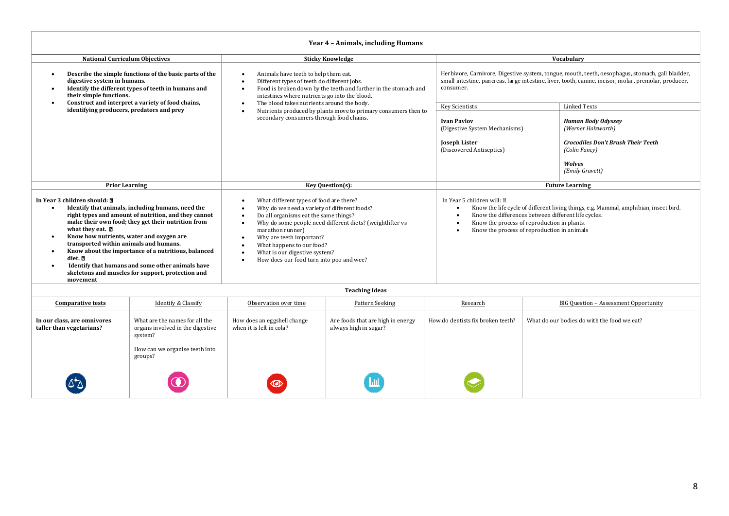# Year 4 – Animals, including Humans

| National Curriculum Objectives | Sticky Knowledge | Vocabulary |
|---|---|---|
| • **Describe the simple functions of the basic parts of the digestive system in humans.**<br>• **Identify the different types of teeth in humans and their simple functions.**<br>• **Construct and interpret a variety of food chains, identifying producers, predators and prey** | • Animals have teeth to help them eat.<br>• Different types of teeth do different jobs.<br>• Food is broken down by the teeth and further in the stomach and intestines where nutrients go into the blood.<br>• The blood takes nutrients around the body.<br>• Nutrients produced by plants move to primary consumers then to secondary consumers through food chains. | Herbivore, Carnivore, Digestive system, tongue, mouth, teeth, oesophagus, stomach, gall bladder, small intestine, pancreas, large intestine, liver, tooth, canine, incisor, molar, premolar, producer, consumer. |

| Key Scientists | Linked Texts |
|---|---|
| **Ivan Pavlov**<br>(Digestive System Mechanisms)<br><br>**Joseph Lister**<br>(Discovered Antiseptics) | ***Human Body Odyssey***<br>*(Werner Holzwarth)*<br><br>***Crocodiles Don't Brush Their Teeth***<br>*(Colin Fancy)*<br><br>***Wolves***<br>*(Emily Gravett)* |

| Prior Learning | Key Question(s): | Future Learning |
|---|---|---|
| **In Year 3 children should:**<br>• **Identify that animals, including humans, need the right types and amount of nutrition, and they cannot make their own food; they get their nutrition from what they eat.**<br>• **Know how nutrients, water and oxygen are transported within animals and humans.**<br>• **Know about the importance of a nutritious, balanced diet.**<br>• **Identify that humans and some other animals have skeletons and muscles for support, protection and movement** | • What different types of food are there?<br>• Why do we need a variety of different foods?<br>• Do all organisms eat the same things?<br>• Why do some people need different diets? (weightlifter vs marathon runner)<br>• Why are teeth important?<br>• What happens to our food?<br>• What is our digestive system?<br>• How does our food turn into poo and wee? | In Year 5 children will:<br>• Know the life cycle of different living things, e.g. Mammal, amphibian, insect bird.<br>• Know the differences between different life cycles.<br>• Know the process of reproduction in plants.<br>• Know the process of reproduction in animals |

## Teaching Ideas

| **Comparative tests** | Identify & Classify | Observation over time | Pattern Seeking | Research | BIG Question – Assessment Opportunity |
|---|---|---|---|---|---|
| **In our class, are omnivores taller than vegetarians?** | What are the names for all the organs involved in the digestive system?<br><br>How can we organise teeth into groups? | How does an eggshell change when it is left in cola? | Are foods that are high in energy always high in sugar? | How do dentists fix broken teeth? | What do our bodies do with the food we eat? |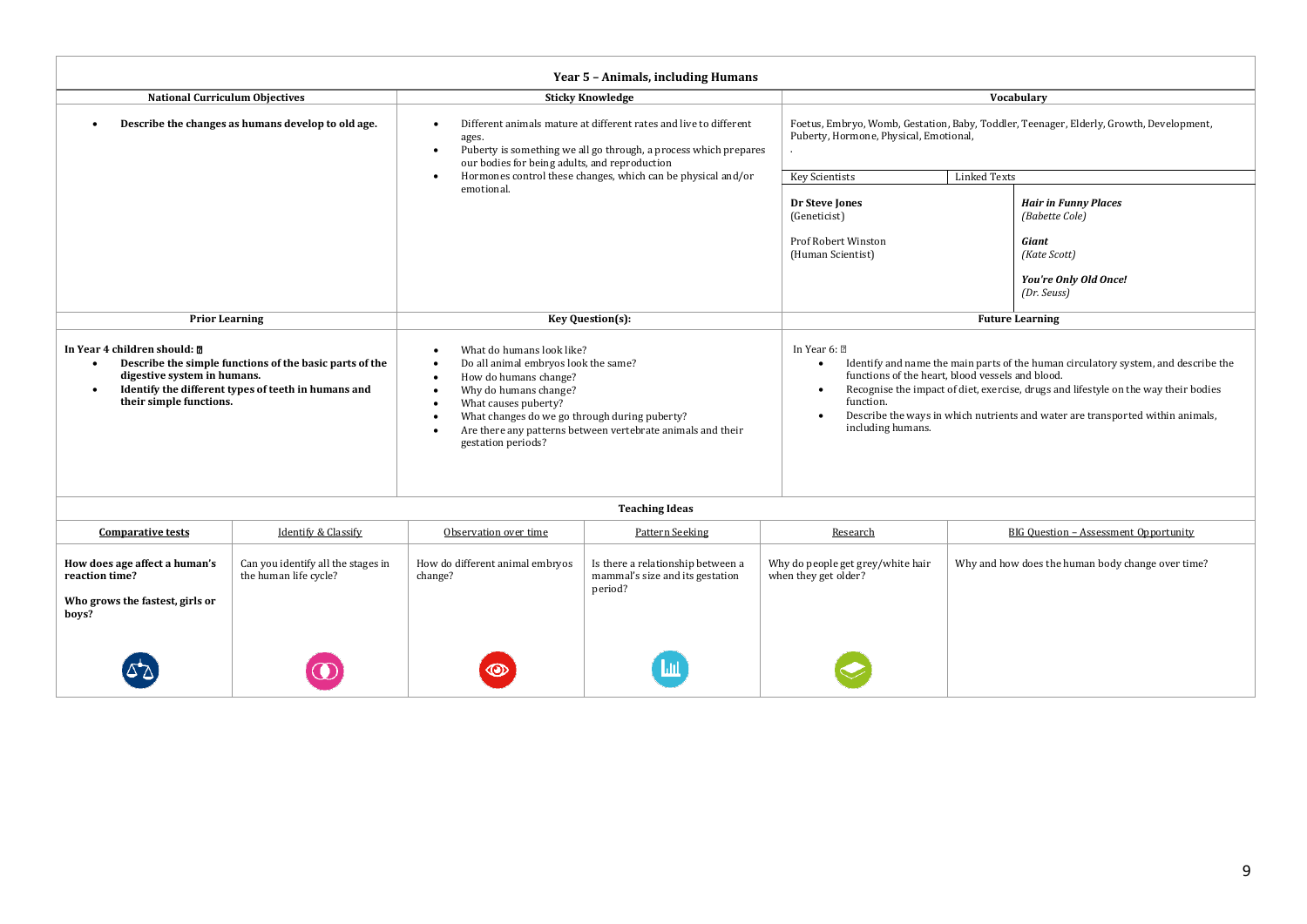# Year 5 – Animals, including Humans

| National Curriculum Objectives | Sticky Knowledge | Vocabulary |
|---|---|---|
| • **Describe the changes as humans develop to old age.** | • Different animals mature at different rates and live to different ages.<br>• Puberty is something we all go through, a process which prepares our bodies for being adults, and reproduction<br>• Hormones control these changes, which can be physical and/or emotional. | Foetus, Embryo, Womb, Gestation, Baby, Toddler, Teenager, Elderly, Growth, Development, Puberty, Hormone, Physical, Emotional,<br>.<br><br>**Key Scientists:** **Dr Steve Jones** (Geneticist); Prof Robert Winston (Human Scientist)<br><br>**Linked Texts:** ***Hair in Funny Places*** *(Babette Cole)*; ***Giant*** *(Kate Scott)*; ***You're Only Old Once!*** *(Dr. Seuss)* |

| Prior Learning | Key Question(s): | Future Learning |
|---|---|---|
| **In Year 4 children should:**<br>• **Describe the simple functions of the basic parts of the digestive system in humans.**<br>• **Identify the different types of teeth in humans and their simple functions.** | • What do humans look like?<br>• Do all animal embryos look the same?<br>• How do humans change?<br>• Why do humans change?<br>• What causes puberty?<br>• What changes do we go through during puberty?<br>• Are there any patterns between vertebrate animals and their gestation periods? | In Year 6:<br>• Identify and name the main parts of the human circulatory system, and describe the functions of the heart, blood vessels and blood.<br>• Recognise the impact of diet, exercise, drugs and lifestyle on the way their bodies function.<br>• Describe the ways in which nutrients and water are transported within animals, including humans. |

## Teaching Ideas

| Comparative tests | Identify & Classify | Observation over time | Pattern Seeking | Research | BIG Question – Assessment Opportunity |
|---|---|---|---|---|---|
| **How does age affect a human's reaction time?**<br><br>**Who grows the fastest, girls or boys?** | Can you identify all the stages in the human life cycle? | How do different animal embryos change? | Is there a relationship between a mammal's size and its gestation period? | Why do people get grey/white hair when they get older? | Why and how does the human body change over time? |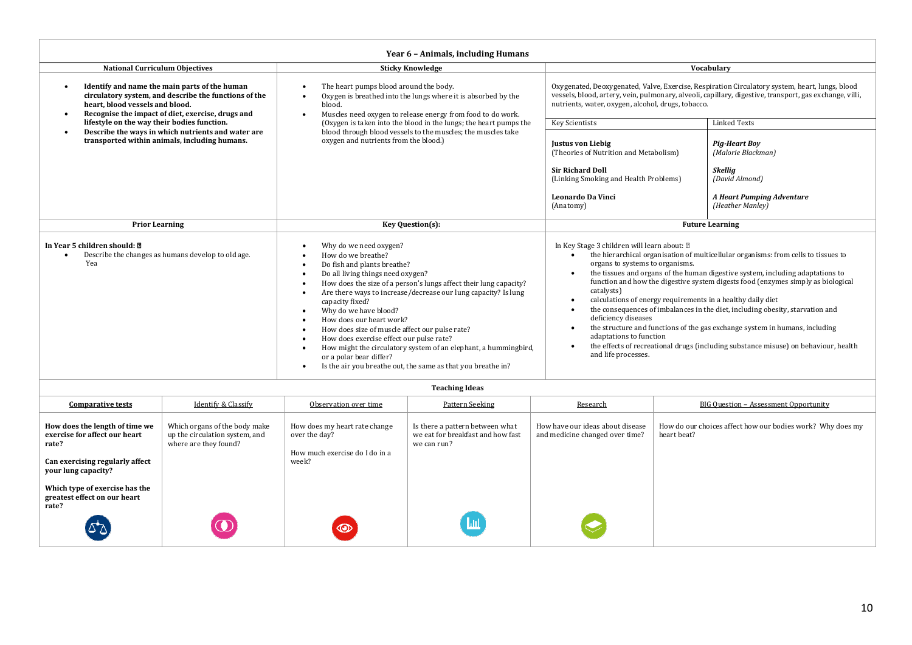# Year 6 – Animals, including Humans

| National Curriculum Objectives | Sticky Knowledge | Vocabulary |
|---|---|---|
| • **Identify and name the main parts of the human circulatory system, and describe the functions of the heart, blood vessels and blood.**<br>• **Recognise the impact of diet, exercise, drugs and lifestyle on the way their bodies function.**<br>• **Describe the ways in which nutrients and water are transported within animals, including humans.** | • The heart pumps blood around the body.<br>• Oxygen is breathed into the lungs where it is absorbed by the blood.<br>• Muscles need oxygen to release energy from food to do work. (Oxygen is taken into the blood in the lungs; the heart pumps the blood through blood vessels to the muscles; the muscles take oxygen and nutrients from the blood.) | Oxygenated, Deoxygenated, Valve, Exercise, Respiration Circulatory system, heart, lungs, blood vessels, blood, artery, vein, pulmonary, alveoli, capillary, digestive, transport, gas exchange, villi, nutrients, water, oxygen, alcohol, drugs, tobacco. |

| Key Scientists | Linked Texts |
|---|---|
| **Justus von Liebig**<br>(Theories of Nutrition and Metabolism) | ***Pig-Heart Boy***<br>*(Malorie Blackman)* |
| **Sir Richard Doll**<br>(Linking Smoking and Health Problems) | ***Skellig***<br>*(David Almond)* |
| **Leonardo Da Vinci**<br>(Anatomy) | ***A Heart Pumping Adventure***<br>*(Heather Manley)* |

| Prior Learning | Key Question(s): | Future Learning |
|---|---|---|
| **In Year 5 children should:**<br>• Describe the changes as humans develop to old age.<br>Yea | • Why do we need oxygen?<br>• How do we breathe?<br>• Do fish and plants breathe?<br>• Do all living things need oxygen?<br>• How does the size of a person's lungs affect their lung capacity?<br>• Are there ways to increase/decrease our lung capacity? Is lung capacity fixed?<br>• Why do we have blood?<br>• How does our heart work?<br>• How does size of muscle affect our pulse rate?<br>• How does exercise effect our pulse rate?<br>• How might the circulatory system of an elephant, a hummingbird, or a polar bear differ?<br>• Is the air you breathe out, the same as that you breathe in? | In Key Stage 3 children will learn about:<br>• the hierarchical organisation of multicellular organisms: from cells to tissues to organs to systems to organisms.<br>• the tissues and organs of the human digestive system, including adaptations to function and how the digestive system digests food (enzymes simply as biological catalysts)<br>• calculations of energy requirements in a healthy daily diet<br>• the consequences of imbalances in the diet, including obesity, starvation and deficiency diseases<br>• the structure and functions of the gas exchange system in humans, including adaptations to function<br>• the effects of recreational drugs (including substance misuse) on behaviour, health and life processes. |

## Teaching Ideas

| Comparative tests | Identify & Classify | Observation over time | Pattern Seeking | Research | BIG Question – Assessment Opportunity |
|---|---|---|---|---|---|
| **How does the length of time we exercise for affect our heart rate?**<br><br>**Can exercising regularly affect your lung capacity?**<br><br>**Which type of exercise has the greatest effect on our heart rate?** | Which organs of the body make up the circulation system, and where are they found? | How does my heart rate change over the day?<br><br>How much exercise do I do in a week? | Is there a pattern between what we eat for breakfast and how fast we can run? | How have our ideas about disease and medicine changed over time? | How do our choices affect how our bodies work? Why does my heart beat? |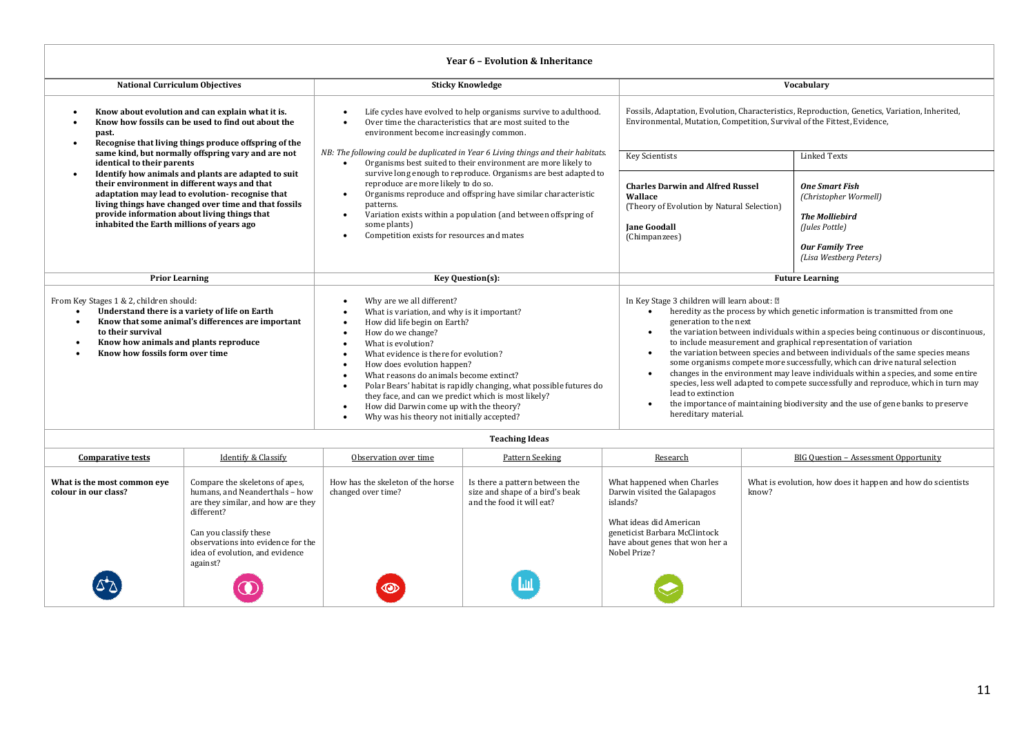# Year 6 – Evolution & Inheritance

| National Curriculum Objectives | Sticky Knowledge | Vocabulary |
|---|---|---|
| • **Know about evolution and can explain what it is.**<br>• **Know how fossils can be used to find out about the past.**<br>• **Recognise that living things produce offspring of the same kind, but normally offspring vary and are not identical to their parents**<br>• **Identify how animals and plants are adapted to suit their environment in different ways and that adaptation may lead to evolution- recognise that living things have changed over time and that fossils provide information about living things that inhabited the Earth millions of years ago** | • Life cycles have evolved to help organisms survive to adulthood.<br>• Over time the characteristics that are most suited to the environment become increasingly common.<br><br>*NB: The following could be duplicated in Year 6 Living things and their habitats.*<br>• Organisms best suited to their environment are more likely to survive long enough to reproduce. Organisms are best adapted to reproduce are more likely to do so.<br>• Organisms reproduce and offspring have similar characteristic patterns.<br>• Variation exists within a population (and between offspring of some plants)<br>• Competition exists for resources and mates | Fossils, Adaptation, Evolution, Characteristics, Reproduction, Genetics, Variation, Inherited, Environmental, Mutation, Competition, Survival of the Fittest, Evidence,<br><br>**Key Scientists:**<br>**Charles Darwin and Alfred Russel Wallace** (Theory of Evolution by Natural Selection)<br>**Jane Goodall** (Chimpanzees)<br><br>**Linked Texts:**<br>***One Smart Fish*** *(Christopher Wormell)*<br>***The Molliebird*** *(Jules Pottle)*<br>***Our Family Tree*** *(Lisa Westberg Peters)* |

| Prior Learning | Key Question(s): | Future Learning |
|---|---|---|
| From Key Stages 1 & 2, children should:<br>• **Understand there is a variety of life on Earth**<br>• **Know that some animal's differences are important to their survival**<br>• **Know how animals and plants reproduce**<br>• **Know how fossils form over time** | • Why are we all different?<br>• What is variation, and why is it important?<br>• How did life begin on Earth?<br>• How do we change?<br>• What is evolution?<br>• What evidence is there for evolution?<br>• How does evolution happen?<br>• What reasons do animals become extinct?<br>• Polar Bears' habitat is rapidly changing, what possible futures do they face, and can we predict which is most likely?<br>• How did Darwin come up with the theory?<br>• Why was his theory not initially accepted? | In Key Stage 3 children will learn about:<br>• heredity as the process by which genetic information is transmitted from one generation to the next<br>• the variation between individuals within a species being continuous or discontinuous, to include measurement and graphical representation of variation<br>• the variation between species and between individuals of the same species means some organisms compete more successfully, which can drive natural selection<br>• changes in the environment may leave individuals within a species, and some entire species, less well adapted to compete successfully and reproduce, which in turn may lead to extinction<br>• the importance of maintaining biodiversity and the use of gene banks to preserve hereditary material. |

## Teaching Ideas

| Comparative tests | Identify & Classify | Observation over time | Pattern Seeking | Research | BIG Question – Assessment Opportunity |
|---|---|---|---|---|---|
| **What is the most common eye colour in our class?** | Compare the skeletons of apes, humans, and Neanderthals – how are they similar, and how are they different?<br><br>Can you classify these observations into evidence for the idea of evolution, and evidence against? | How has the skeleton of the horse changed over time? | Is there a pattern between the size and shape of a bird's beak and the food it will eat? | What happened when Charles Darwin visited the Galapagos islands?<br><br>What ideas did American geneticist Barbara McClintock have about genes that won her a Nobel Prize? | What is evolution, how does it happen and how do scientists know? |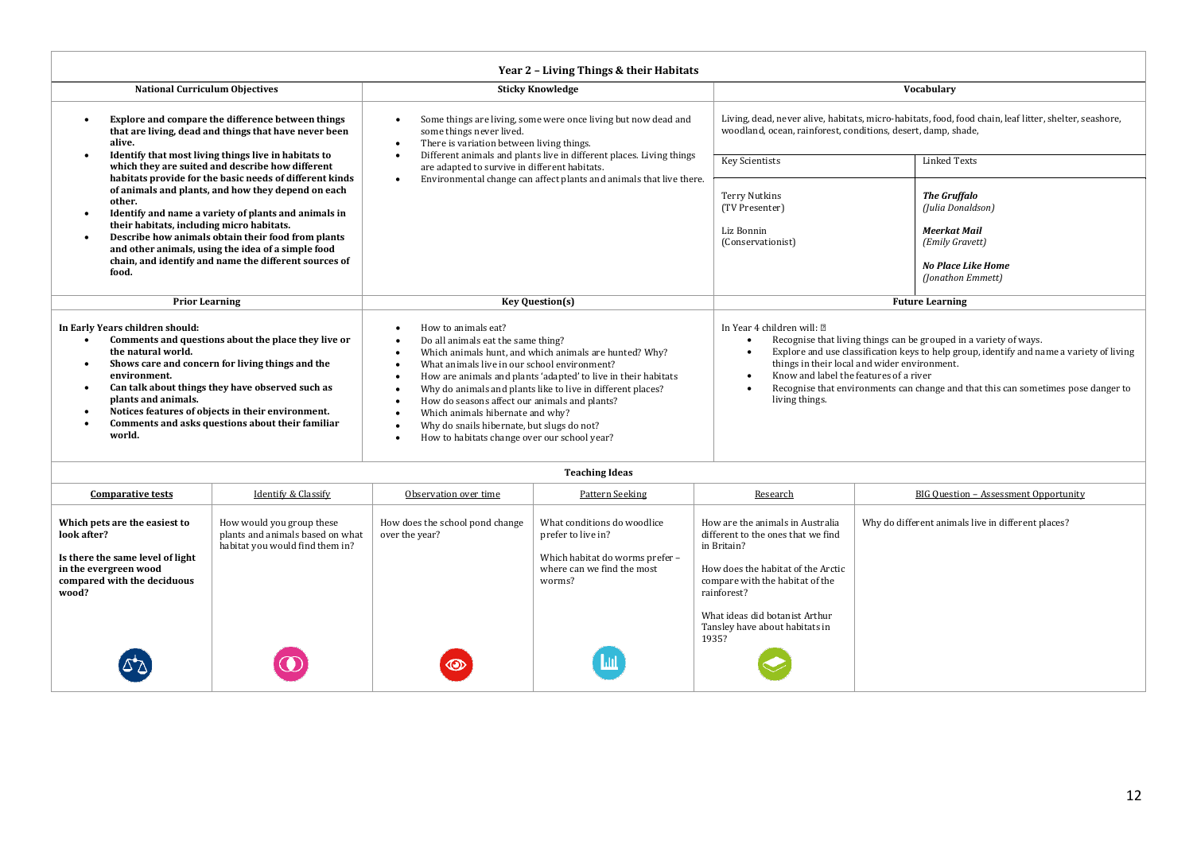# Year 2 – Living Things & their Habitats

| National Curriculum Objectives | Sticky Knowledge | Vocabulary |
|---|---|---|
| • **Explore and compare the difference between things that are living, dead and things that have never been alive.**<br>• **Identify that most living things live in habitats to which they are suited and describe how different habitats provide for the basic needs of different kinds of animals and plants, and how they depend on each other.**<br>• **Identify and name a variety of plants and animals in their habitats, including micro habitats.**<br>• **Describe how animals obtain their food from plants and other animals, using the idea of a simple food chain, and identify and name the different sources of food.** | • Some things are living, some were once living but now dead and some things never lived.<br>• There is variation between living things.<br>• Different animals and plants live in different places. Living things are adapted to survive in different habitats.<br>• Environmental change can affect plants and animals that live there. | Living, dead, never alive, habitats, micro-habitats, food, food chain, leaf litter, shelter, seashore, woodland, ocean, rainforest, conditions, desert, damp, shade,<br><br>**Key Scientists:** Terry Nutkins (TV Presenter); Liz Bonnin (Conservationist)<br><br>**Linked Texts:** ***The Gruffalo*** *(Julia Donaldson)*; ***Meerkat Mail*** *(Emily Gravett)*; ***No Place Like Home*** *(Jonathon Emmett)* |

| Prior Learning | Key Question(s) | Future Learning |
|---|---|---|
| **In Early Years children should:**<br>• **Comments and questions about the place they live or the natural world.**<br>• **Shows care and concern for living things and the environment.**<br>• **Can talk about things they have observed such as plants and animals.**<br>• **Notices features of objects in their environment.**<br>• **Comments and asks questions about their familiar world.** | • How to animals eat?<br>• Do all animals eat the same thing?<br>• Which animals hunt, and which animals are hunted? Why?<br>• What animals live in our school environment?<br>• How are animals and plants 'adapted' to live in their habitats<br>• Why do animals and plants like to live in different places?<br>• How do seasons affect our animals and plants?<br>• Which animals hibernate and why?<br>• Why do snails hibernate, but slugs do not?<br>• How to habitats change over our school year? | In Year 4 children will:<br>• Recognise that living things can be grouped in a variety of ways.<br>• Explore and use classification keys to help group, identify and name a variety of living things in their local and wider environment.<br>• Know and label the features of a river<br>• Recognise that environments can change and that this can sometimes pose danger to living things. |

## Teaching Ideas

| Comparative tests | Identify & Classify | Observation over time | Pattern Seeking | Research | BIG Question – Assessment Opportunity |
|---|---|---|---|---|---|
| **Which pets are the easiest to look after?**<br><br>**Is there the same level of light in the evergreen wood compared with the deciduous wood?** | How would you group these plants and animals based on what habitat you would find them in? | How does the school pond change over the year? | What conditions do woodlice prefer to live in?<br><br>Which habitat do worms prefer – where can we find the most worms? | How are the animals in Australia different to the ones that we find in Britain?<br><br>How does the habitat of the Arctic compare with the habitat of the rainforest?<br><br>What ideas did botanist Arthur Tansley have about habitats in 1935? | Why do different animals live in different places? |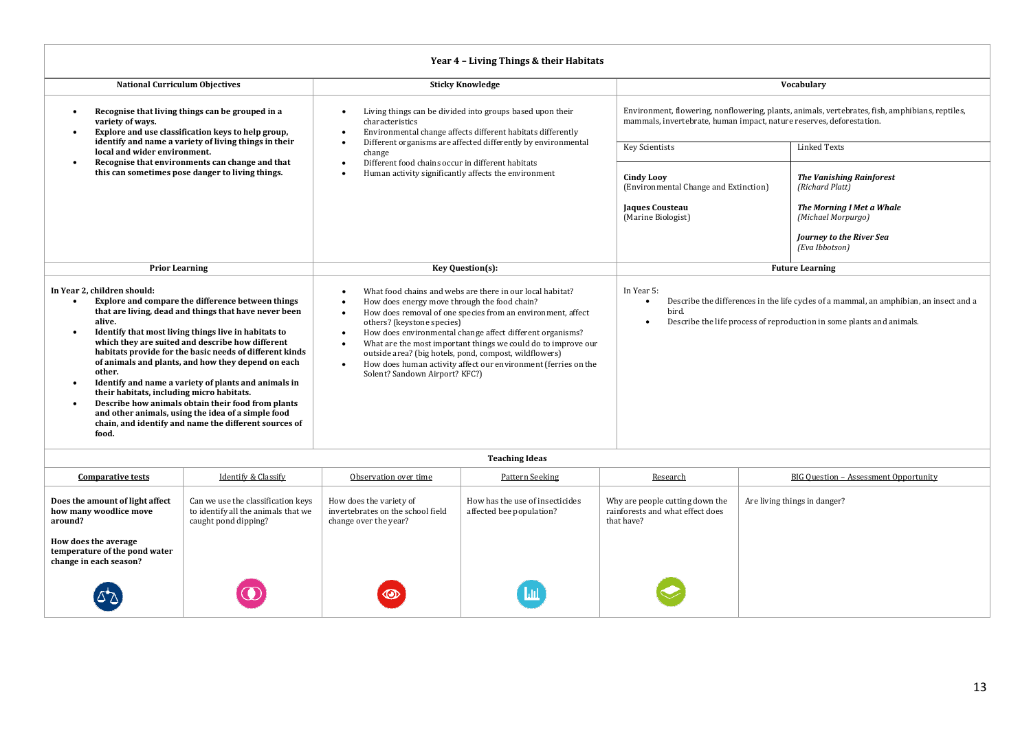# Year 4 – Living Things & their Habitats

| National Curriculum Objectives | Sticky Knowledge | Vocabulary |
|---|---|---|
| • **Recognise that living things can be grouped in a variety of ways.**<br>• **Explore and use classification keys to help group, identify and name a variety of living things in their local and wider environment.**<br>• **Recognise that environments can change and that this can sometimes pose danger to living things.** | • Living things can be divided into groups based upon their characteristics<br>• Environmental change affects different habitats differently<br>• Different organisms are affected differently by environmental change<br>• Different food chains occur in different habitats<br>• Human activity significantly affects the environment | Environment, flowering, nonflowering, plants, animals, vertebrates, fish, amphibians, reptiles, mammals, invertebrate, human impact, nature reserves, deforestation.<br><br>**Key Scientists:**<br>**Cindy Looy** (Environmental Change and Extinction)<br>**Jaques Cousteau** (Marine Biologist)<br><br>**Linked Texts:**<br>***The Vanishing Rainforest*** *(Richard Platt)*<br>***The Morning I Met a Whale*** *(Michael Morpurgo)*<br>***Journey to the River Sea*** *(Eva Ibbotson)* |

| Prior Learning | Key Question(s): | Future Learning |
|---|---|---|
| In Year 2, children should:<br>• **Explore and compare the difference between things that are living, dead and things that have never been alive.**<br>• **Identify that most living things live in habitats to which they are suited and describe how different habitats provide for the basic needs of different kinds of animals and plants, and how they depend on each other.**<br>• **Identify and name a variety of plants and animals in their habitats, including micro habitats.**<br>• **Describe how animals obtain their food from plants and other animals, using the idea of a simple food chain, and identify and name the different sources of food.** | • What food chains and webs are there in our local habitat?<br>• How does energy move through the food chain?<br>• How does removal of one species from an environment, affect others? (keystone species)<br>• How does environmental change affect different organisms?<br>• What are the most important things we could do to improve our outside area? (big hotels, pond, compost, wildflowers)<br>• How does human activity affect our environment (ferries on the Solent? Sandown Airport? KFC?) | In Year 5:<br>• Describe the differences in the life cycles of a mammal, an amphibian, an insect and a bird.<br>• Describe the life process of reproduction in some plants and animals. |

## Teaching Ideas

| Comparative tests | Identify & Classify | Observation over time | Pattern Seeking | Research | BIG Question – Assessment Opportunity |
|---|---|---|---|---|---|
| **Does the amount of light affect how many woodlice move around?**<br><br>**How does the average temperature of the pond water change in each season?** | Can we use the classification keys to identify all the animals that we caught pond dipping? | How does the variety of invertebrates on the school field change over the year? | How has the use of insecticides affected bee population? | Why are people cutting down the rainforests and what effect does that have? | Are living things in danger? |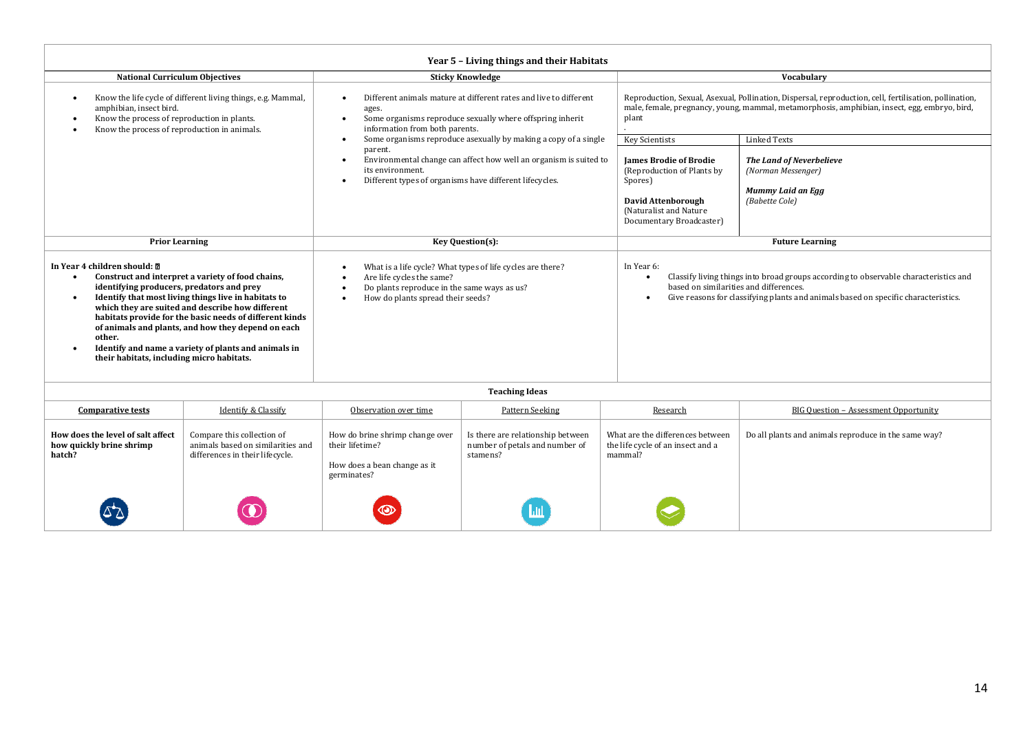# Year 5 – Living things and their Habitats

| National Curriculum Objectives | Sticky Knowledge | Vocabulary |
|---|---|---|
| • Know the life cycle of different living things, e.g. Mammal, amphibian, insect bird.<br>• Know the process of reproduction in plants.<br>• Know the process of reproduction in animals. | • Different animals mature at different rates and live to different ages.<br>• Some organisms reproduce sexually where offspring inherit information from both parents.<br>• Some organisms reproduce asexually by making a copy of a single parent.<br>• Environmental change can affect how well an organism is suited to its environment.<br>• Different types of organisms have different lifecycles. | Reproduction, Sexual, Asexual, Pollination, Dispersal, reproduction, cell, fertilisation, pollination, male, female, pregnancy, young, mammal, metamorphosis, amphibian, insect, egg, embryo, bird, plant<br>.<br><br>**Key Scientists:**<br>**James Brodie of Brodie** (Reproduction of Plants by Spores)<br>**David Attenborough** (Naturalist and Nature Documentary Broadcaster)<br><br>**Linked Texts:**<br>***The Land of Neverbelieve*** *(Norman Messenger)*<br>***Mummy Laid an Egg*** *(Babette Cole)* |

| Prior Learning | Key Question(s): | Future Learning |
|---|---|---|
| **In Year 4 children should:**<br>• **Construct and interpret a variety of food chains, identifying producers, predators and prey**<br>• **Identify that most living things live in habitats to which they are suited and describe how different habitats provide for the basic needs of different kinds of animals and plants, and how they depend on each other.**<br>• **Identify and name a variety of plants and animals in their habitats, including micro habitats.** | • What is a life cycle? What types of life cycles are there?<br>• Are life cycles the same?<br>• Do plants reproduce in the same ways as us?<br>• How do plants spread their seeds? | In Year 6:<br>• Classify living things into broad groups according to observable characteristics and based on similarities and differences.<br>• Give reasons for classifying plants and animals based on specific characteristics. |

**Teaching Ideas**

| Comparative tests | Identify & Classify | Observation over time | Pattern Seeking | Research | BIG Question – Assessment Opportunity |
|---|---|---|---|---|---|
| **How does the level of salt affect how quickly brine shrimp hatch?** | Compare this collection of animals based on similarities and differences in their lifecycle. | How do brine shrimp change over their lifetime?<br><br>How does a bean change as it germinates? | Is there are relationship between number of petals and number of stamens? | What are the differences between the life cycle of an insect and a mammal? | Do all plants and animals reproduce in the same way? |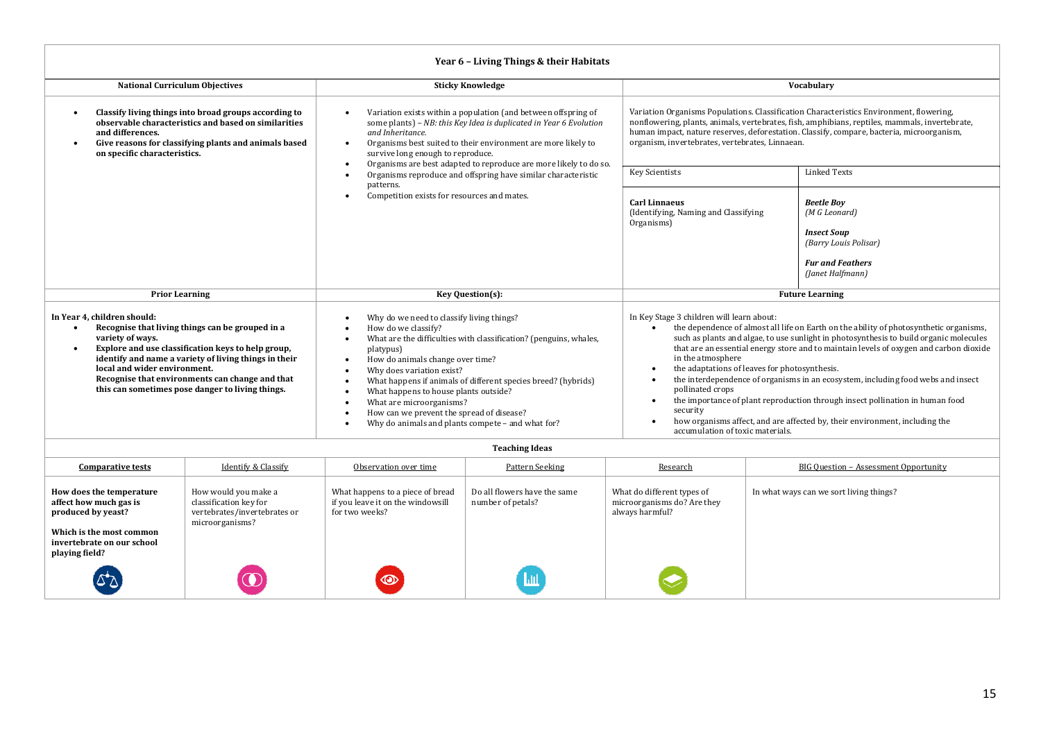# Year 6 – Living Things & their Habitats

| National Curriculum Objectives | Sticky Knowledge | Vocabulary |
|---|---|---|
| • **Classify living things into broad groups according to observable characteristics and based on similarities and differences.**<br>• **Give reasons for classifying plants and animals based on specific characteristics.** | • Variation exists within a population (and between offspring of some plants) – *NB: this Key Idea is duplicated in Year 6 Evolution and Inheritance.*<br>• Organisms best suited to their environment are more likely to survive long enough to reproduce.<br>• Organisms are best adapted to reproduce are more likely to do so.<br>• Organisms reproduce and offspring have similar characteristic patterns.<br>• Competition exists for resources and mates. | Variation Organisms Populations. Classification Characteristics Environment, flowering, nonflowering, plants, animals, vertebrates, fish, amphibians, reptiles, mammals, invertebrate, human impact, nature reserves, deforestation. Classify, compare, bacteria, microorganism, organism, invertebrates, vertebrates, Linnaean.<br><br>**Key Scientists:** **Carl Linnaeus** (Identifying, Naming and Classifying Organisms)<br><br>**Linked Texts:** ***Beetle Boy*** *(M G Leonard)*; ***Insect Soup*** *(Barry Louis Polisar)*; ***Fur and Feathers*** *(Janet Halfmann)* |

| Prior Learning | Key Question(s): | Future Learning |
|---|---|---|
| **In Year 4, children should:**<br>• **Recognise that living things can be grouped in a variety of ways.**<br>• **Explore and use classification keys to help group, identify and name a variety of living things in their local and wider environment.**<br>**Recognise that environments can change and that this can sometimes pose danger to living things.** | • Why do we need to classify living things?<br>• How do we classify?<br>• What are the difficulties with classification? (penguins, whales, platypus)<br>• How do animals change over time?<br>• Why does variation exist?<br>• What happens if animals of different species breed? (hybrids)<br>• What happens to house plants outside?<br>• What are microorganisms?<br>• How can we prevent the spread of disease?<br>• Why do animals and plants compete – and what for? | In Key Stage 3 children will learn about:<br>• the dependence of almost all life on Earth on the ability of photosynthetic organisms, such as plants and algae, to use sunlight in photosynthesis to build organic molecules that are an essential energy store and to maintain levels of oxygen and carbon dioxide in the atmosphere<br>• the adaptations of leaves for photosynthesis.<br>• the interdependence of organisms in an ecosystem, including food webs and insect pollinated crops<br>• the importance of plant reproduction through insect pollination in human food security<br>• how organisms affect, and are affected by, their environment, including the accumulation of toxic materials. |

**Teaching Ideas**

| Comparative tests | Identify & Classify | Observation over time | Pattern Seeking | Research | BIG Question – Assessment Opportunity |
|---|---|---|---|---|---|
| **How does the temperature affect how much gas is produced by yeast?**<br><br>**Which is the most common invertebrate on our school playing field?** | How would you make a classification key for vertebrates/invertebrates or microorganisms? | What happens to a piece of bread if you leave it on the windowsill for two weeks? | Do all flowers have the same number of petals? | What do different types of microorganisms do? Are they always harmful? | In what ways can we sort living things? |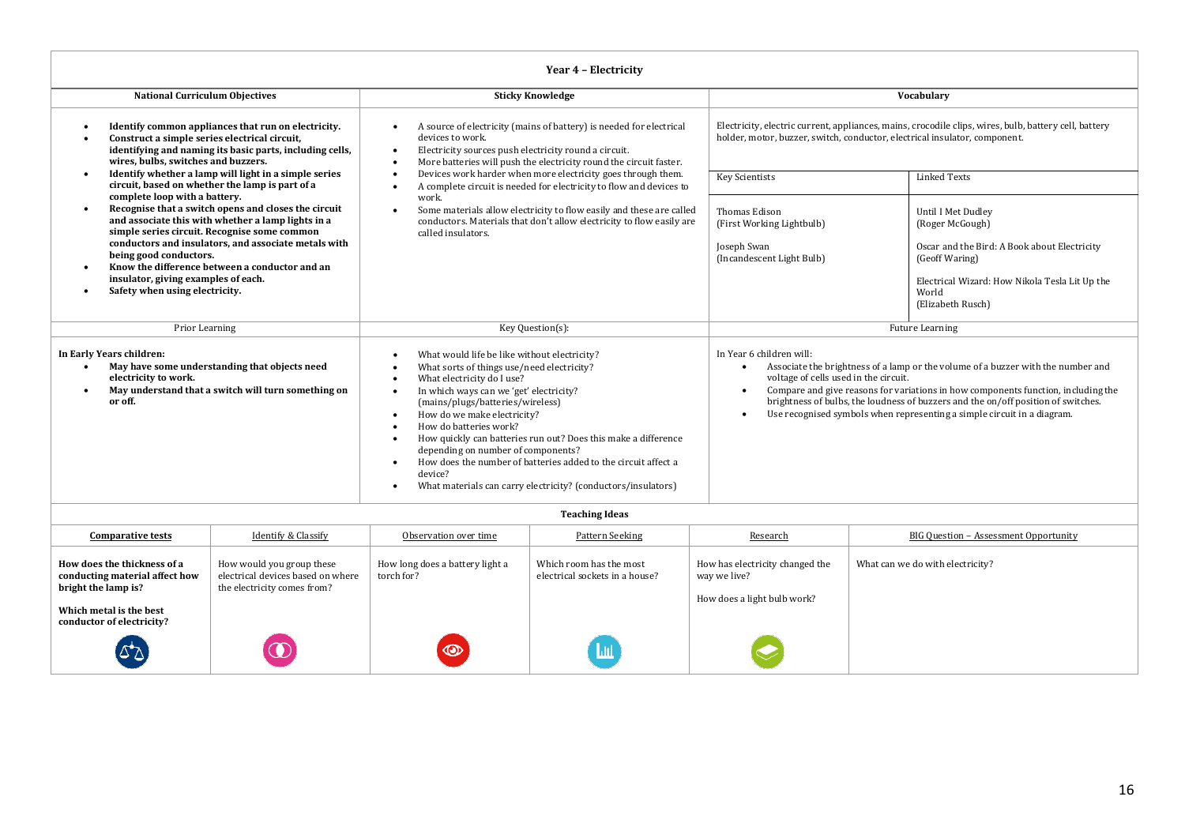# Year 4 – Electricity

| National Curriculum Objectives | Sticky Knowledge | Vocabulary | |
|---|---|---|---|
| <ul><li>**Identify common appliances that run on electricity.**</li><li>**Construct a simple series electrical circuit, identifying and naming its basic parts, including cells, wires, bulbs, switches and buzzers.**</li><li>**Identify whether a lamp will light in a simple series circuit, based on whether the lamp is part of a complete loop with a battery.**</li><li>**Recognise that a switch opens and closes the circuit and associate this with whether a lamp lights in a simple series circuit. Recognise some common conductors and insulators, and associate metals with being good conductors.**</li><li>**Know the difference between a conductor and an insulator, giving examples of each.**</li><li>**Safety when using electricity.**</li></ul> | <ul><li>A source of electricity (mains of battery) is needed for electrical devices to work.</li><li>Electricity sources push electricity round a circuit.</li><li>More batteries will push the electricity round the circuit faster.</li><li>Devices work harder when more electricity goes through them.</li><li>A complete circuit is needed for electricity to flow and devices to work.</li><li>Some materials allow electricity to flow easily and these are called conductors. Materials that don't allow electricity to flow easily are called insulators.</li></ul> | Electricity, electric current, appliances, mains, crocodile clips, wires, bulb, battery cell, battery holder, motor, buzzer, switch, conductor, electrical insulator, component.<br><br>**Key Scientists**<br>Thomas Edison (First Working Lightbulb)<br>Joseph Swan (Incandescent Light Bulb) | **Linked Texts**<br>Until I Met Dudley (Roger McGough)<br>Oscar and the Bird: A Book about Electricity (Geoff Waring)<br>Electrical Wizard: How Nikola Tesla Lit Up the World (Elizabeth Rusch) |

| Prior Learning | Key Question(s): | Future Learning |
|---|---|---|
| **In Early Years children:**<ul><li>**May have some understanding that objects need electricity to work.**</li><li>**May understand that a switch will turn something on or off.**</li></ul> | <ul><li>What would life be like without electricity?</li><li>What sorts of things use/need electricity?</li><li>What electricity do I use?</li><li>In which ways can we 'get' electricity? (mains/plugs/batteries/wireless)</li><li>How do we make electricity?</li><li>How do batteries work?</li><li>How quickly can batteries run out? Does this make a difference depending on number of components?</li><li>How does the number of batteries added to the circuit affect a device?</li><li>What materials can carry electricity? (conductors/insulators)</li></ul> | In Year 6 children will:<ul><li>Associate the brightness of a lamp or the volume of a buzzer with the number and voltage of cells used in the circuit.</li><li>Compare and give reasons for variations in how components function, including the brightness of bulbs, the loudness of buzzers and the on/off position of switches.</li><li>Use recognised symbols when representing a simple circuit in a diagram.</li></ul> |

## Teaching Ideas

| Comparative tests | Identify & Classify | Observation over time | Pattern Seeking | Research | BIG Question – Assessment Opportunity |
|---|---|---|---|---|---|
| **How does the thickness of a conducting material affect how bright the lamp is?**<br><br>**Which metal is the best conductor of electricity?** | How would you group these electrical devices based on where the electricity comes from? | How long does a battery light a torch for? | Which room has the most electrical sockets in a house? | How has electricity changed the way we live?<br><br>How does a light bulb work? | What can we do with electricity? |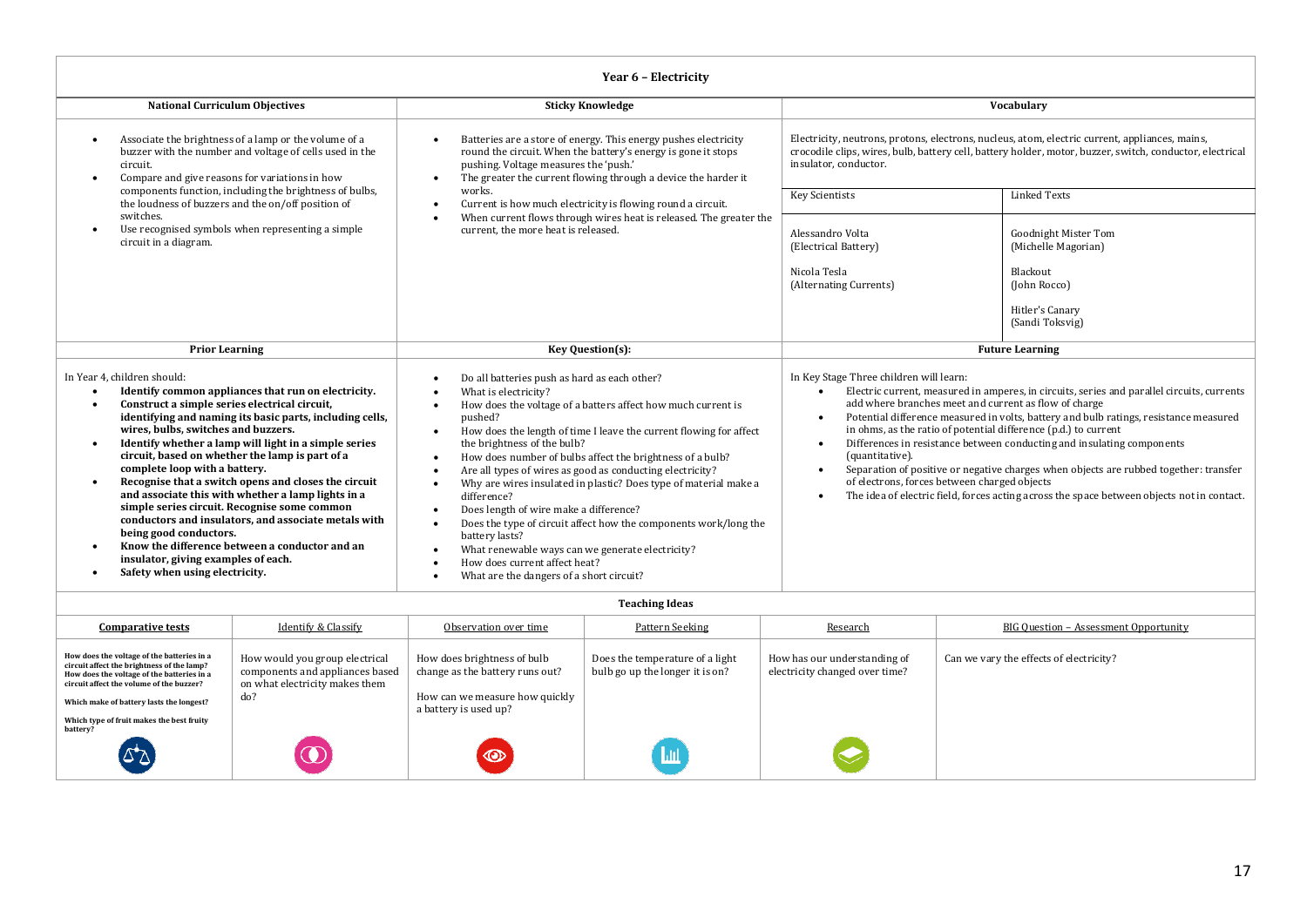# Year 6 – Electricity

| National Curriculum Objectives | Sticky Knowledge | Vocabulary |
|---|---|---|
| • Associate the brightness of a lamp or the volume of a buzzer with the number and voltage of cells used in the circuit.<br>• Compare and give reasons for variations in how components function, including the brightness of bulbs, the loudness of buzzers and the on/off position of switches.<br>• Use recognised symbols when representing a simple circuit in a diagram. | • Batteries are a store of energy. This energy pushes electricity round the circuit. When the battery's energy is gone it stops pushing. Voltage measures the 'push.'<br>• The greater the current flowing through a device the harder it works.<br>• Current is how much electricity is flowing round a circuit.<br>• When current flows through wires heat is released. The greater the current, the more heat is released. | Electricity, neutrons, protons, electrons, nucleus, atom, electric current, appliances, mains, crocodile clips, wires, bulb, battery cell, battery holder, motor, buzzer, switch, conductor, electrical insulator, conductor.<br><br>**Key Scientists:** Alessandro Volta (Electrical Battery); Nicola Tesla (Alternating Currents)<br><br>**Linked Texts:** Goodnight Mister Tom (Michelle Magorian); Blackout (John Rocco); Hitler's Canary (Sandi Toksvig) |

| Prior Learning | Key Question(s): | Future Learning |
|---|---|---|
| In Year 4, children should:<br>• **Identify common appliances that run on electricity.**<br>• **Construct a simple series electrical circuit, identifying and naming its basic parts, including cells, wires, bulbs, switches and buzzers.**<br>• **Identify whether a lamp will light in a simple series circuit, based on whether the lamp is part of a complete loop with a battery.**<br>• **Recognise that a switch opens and closes the circuit and associate this with whether a lamp lights in a simple series circuit. Recognise some common conductors and insulators, and associate metals with being good conductors.**<br>• **Know the difference between a conductor and an insulator, giving examples of each.**<br>• **Safety when using electricity.** | • Do all batteries push as hard as each other?<br>• What is electricity?<br>• How does the voltage of a batters affect how much current is pushed?<br>• How does the length of time I leave the current flowing for affect the brightness of the bulb?<br>• How does number of bulbs affect the brightness of a bulb?<br>• Are all types of wires as good as conducting electricity?<br>• Why are wires insulated in plastic? Does type of material make a difference?<br>• Does length of wire make a difference?<br>• Does the type of circuit affect how the components work/long the battery lasts?<br>• What renewable ways can we generate electricity?<br>• How does current affect heat?<br>• What are the dangers of a short circuit? | In Key Stage Three children will learn:<br>• Electric current, measured in amperes, in circuits, series and parallel circuits, currents add where branches meet and current as flow of charge<br>• Potential difference measured in volts, battery and bulb ratings, resistance measured in ohms, as the ratio of potential difference (p.d.) to current<br>• Differences in resistance between conducting and insulating components (quantitative).<br>• Separation of positive or negative charges when objects are rubbed together: transfer of electrons, forces between charged objects<br>• The idea of electric field, forces acting across the space between objects not in contact. |

## Teaching Ideas

| Comparative tests | Identify & Classify | Observation over time | Pattern Seeking | Research | BIG Question – Assessment Opportunity |
|---|---|---|---|---|---|
| **How does the voltage of the batteries in a circuit affect the brightness of the lamp? How does the voltage of the batteries in a circuit affect the volume of the buzzer?**<br><br>**Which make of battery lasts the longest?**<br><br>**Which type of fruit makes the best fruity battery?** | How would you group electrical components and appliances based on what electricity makes them do? | How does brightness of bulb change as the battery runs out?<br><br>How can we measure how quickly a battery is used up? | Does the temperature of a light bulb go up the longer it is on? | How has our understanding of electricity changed over time? | Can we vary the effects of electricity? |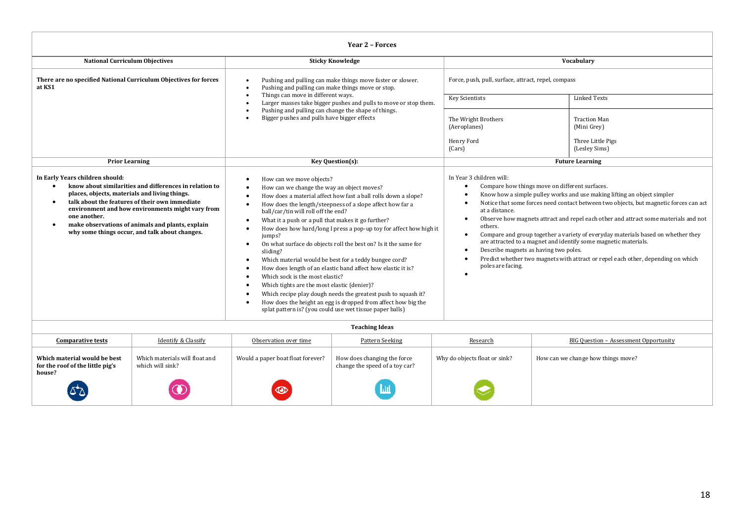# Year 2 – Forces

| National Curriculum Objectives | Sticky Knowledge | Vocabulary | |
|---|---|---|---|
| **There are no specified National Curriculum Objectives for forces at KS1** | • Pushing and pulling can make things move faster or slower.<br>• Pushing and pulling can make things move or stop.<br>• Things can move in different ways.<br>• Larger masses take bigger pushes and pulls to move or stop them.<br>• Pushing and pulling can change the shape of things.<br>• Bigger pushes and pulls have bigger effects | Force, push, pull, surface, attract, repel, compass | |
| | | Key Scientists | Linked Texts |
| | | The Wright Brothers (Aeroplanes)<br><br>Henry Ford (Cars) | Traction Man (Mini Grey)<br><br>Three Little Pigs (Lesley Sims) |

| Prior Learning | Key Question(s): | Future Learning |
|---|---|---|
| **In Early Years children should:**<br>• **know about similarities and differences in relation to places, objects, materials and living things.**<br>• **talk about the features of their own immediate environment and how environments might vary from one another.**<br>• **make observations of animals and plants, explain why some things occur, and talk about changes.** | • How can we move objects?<br>• How can we change the way an object moves?<br>• How does a material affect how fast a ball rolls down a slope?<br>• How does the length/steepness of a slope affect how far a ball/car/tin will roll off the end?<br>• What it a push or a pull that makes it go further?<br>• How does how hard/long I press a pop-up toy for affect how high it jumps?<br>• On what surface do objects roll the best on? Is it the same for sliding?<br>• Which material would be best for a teddy bungee cord?<br>• How does length of an elastic band affect how elastic it is?<br>• Which sock is the most elastic?<br>• Which tights are the most elastic (denier)?<br>• Which recipe play dough needs the greatest push to squash it?<br>• How does the height an egg is dropped from affect how big the splat pattern is? (you could use wet tissue paper balls) | In Year 3 children will:<br>• Compare how things move on different surfaces.<br>• Know how a simple pulley works and use making lifting an object simpler<br>• Notice that some forces need contact between two objects, but magnetic forces can act at a distance.<br>• Observe how magnets attract and repel each other and attract some materials and not others.<br>• Compare and group together a variety of everyday materials based on whether they are attracted to a magnet and identify some magnetic materials.<br>• Describe magnets as having two poles.<br>• Predict whether two magnets with attract or repel each other, depending on which poles are facing.<br>• |

**Teaching Ideas**

| Comparative tests | Identify & Classify | Observation over time | Pattern Seeking | Research | BIG Question – Assessment Opportunity |
|---|---|---|---|---|---|
| **Which material would be best for the roof of the little pig's house?** | Which materials will float and which will sink? | Would a paper boat float forever? | How does changing the force change the speed of a toy car? | Why do objects float or sink? | How can we change how things move? |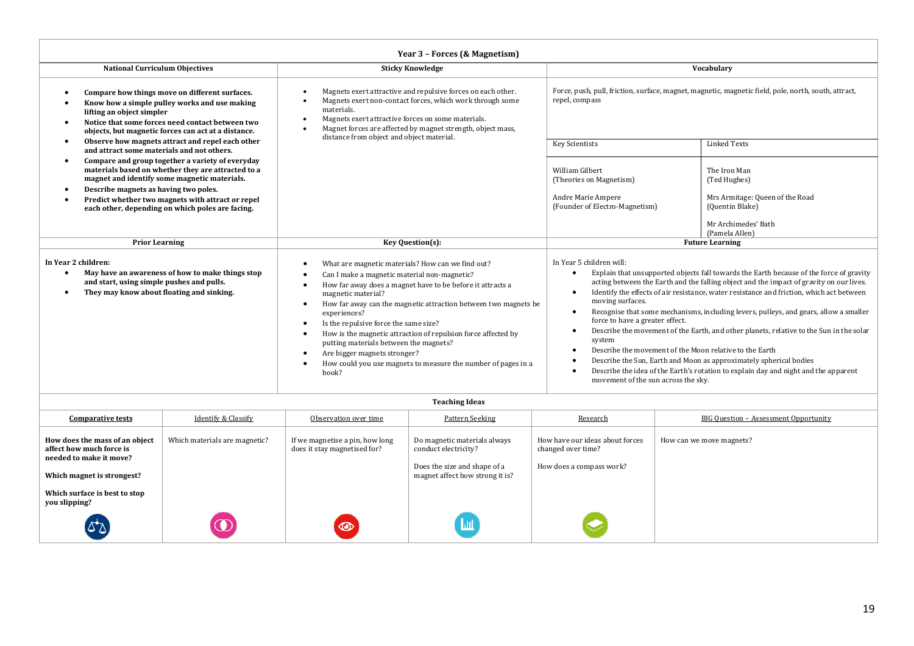# Year 3 – Forces (& Magnetism)

| National Curriculum Objectives | Sticky Knowledge | Vocabulary |
|---|---|---|
| • **Compare how things move on different surfaces.**<br>• **Know how a simple pulley works and use making lifting an object simpler**<br>• **Notice that some forces need contact between two objects, but magnetic forces can act at a distance.**<br>• **Observe how magnets attract and repel each other and attract some materials and not others.**<br>• **Compare and group together a variety of everyday materials based on whether they are attracted to a magnet and identify some magnetic materials.**<br>• **Describe magnets as having two poles.**<br>• **Predict whether two magnets with attract or repel each other, depending on which poles are facing.** | • Magnets exert attractive and repulsive forces on each other.<br>• Magnets exert non-contact forces, which work through some materials.<br>• Magnets exert attractive forces on some materials.<br>• Magnet forces are affected by magnet strength, object mass, distance from object and object material. | Force, push, pull, friction, surface, magnet, magnetic, magnetic field, pole, north, south, attract, repel, compass |

| Key Scientists | Linked Texts |
|---|---|
| William Gilbert (Theories on Magnetism) | The Iron Man (Ted Hughes) |
| Andre Marie Ampere (Founder of Electro-Magnetism) | Mrs Armitage: Queen of the Road (Quentin Blake) |
| | Mr Archimedes' Bath (Pamela Allen) |

| Prior Learning | Key Question(s): | Future Learning |
|---|---|---|
| **In Year 2 children:**<br>• **May have an awareness of how to make things stop and start, using simple pushes and pulls.**<br>• **They may know about floating and sinking.** | • What are magnetic materials? How can we find out?<br>• Can I make a magnetic material non-magnetic?<br>• How far away does a magnet have to be before it attracts a magnetic material?<br>• How far away can the magnetic attraction between two magnets be experiences?<br>• Is the repulsive force the same size?<br>• How is the magnetic attraction of repulsion force affected by putting materials between the magnets?<br>• Are bigger magnets stronger?<br>• How could you use magnets to measure the number of pages in a book? | In Year 5 children will:<br>• Explain that unsupported objects fall towards the Earth because of the force of gravity acting between the Earth and the falling object and the impact of gravity on our lives.<br>• Identify the effects of air resistance, water resistance and friction, which act between moving surfaces.<br>• Recognise that some mechanisms, including levers, pulleys, and gears, allow a smaller force to have a greater effect.<br>• Describe the movement of the Earth, and other planets, relative to the Sun in the solar system<br>• Describe the movement of the Moon relative to the Earth<br>• Describe the Sun, Earth and Moon as approximately spherical bodies<br>• Describe the idea of the Earth's rotation to explain day and night and the apparent movement of the sun across the sky. |

## Teaching Ideas

| Comparative tests | Identify & Classify | Observation over time | Pattern Seeking | Research | BIG Question – Assessment Opportunity |
|---|---|---|---|---|---|
| **How does the mass of an object affect how much force is needed to make it move?**<br><br>**Which magnet is strongest?**<br><br>**Which surface is best to stop you slipping?** | Which materials are magnetic? | If we magnetise a pin, how long does it stay magnetised for? | Do magnetic materials always conduct electricity?<br><br>Does the size and shape of a magnet affect how strong it is? | How have our ideas about forces changed over time?<br><br>How does a compass work? | How can we move magnets? |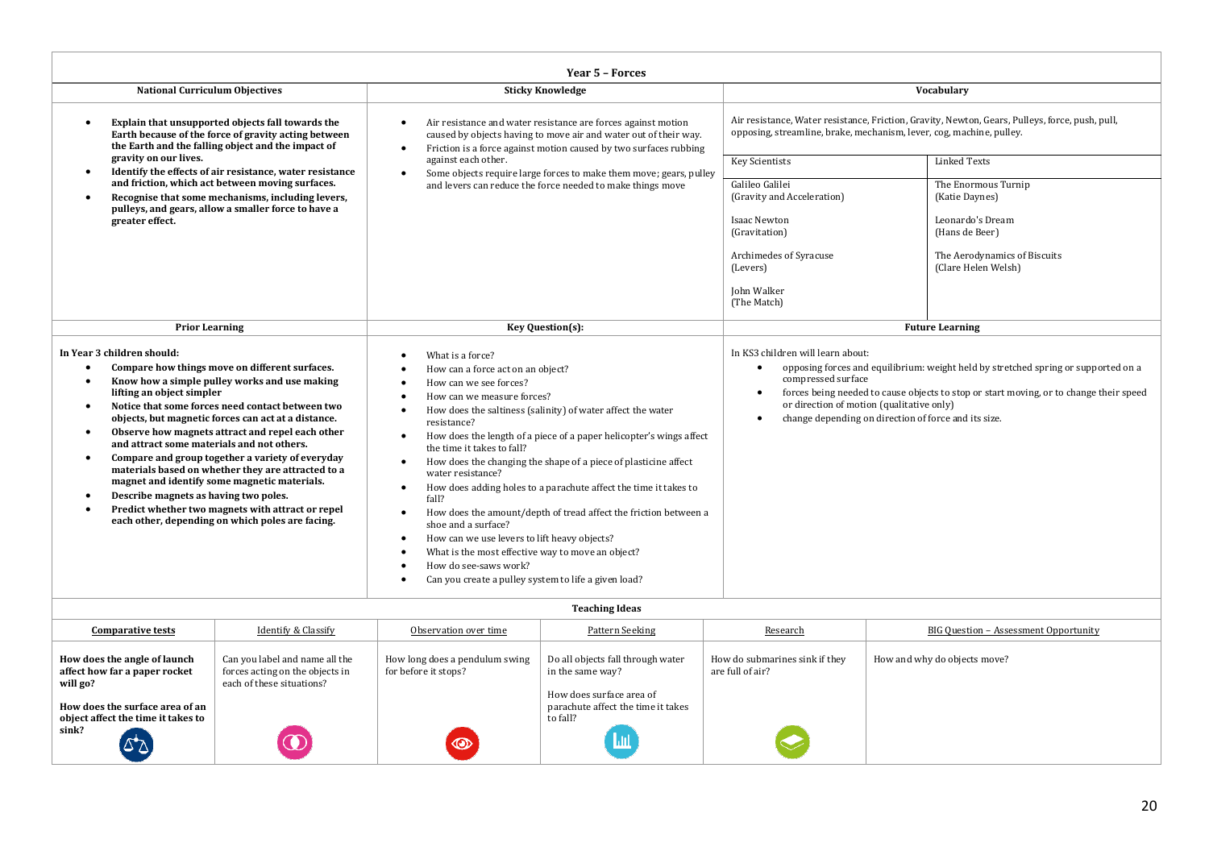# Year 5 – Forces

## National Curriculum Objectives

- **Explain that unsupported objects fall towards the Earth because of the force of gravity acting between the Earth and the falling object and the impact of gravity on our lives.**
- **Identify the effects of air resistance, water resistance and friction, which act between moving surfaces.**
- **Recognise that some mechanisms, including levers, pulleys, and gears, allow a smaller force to have a greater effect.**

## Sticky Knowledge

- Air resistance and water resistance are forces against motion caused by objects having to move air and water out of their way.
- Friction is a force against motion caused by two surfaces rubbing against each other.
- Some objects require large forces to make them move; gears, pulley and levers can reduce the force needed to make things move

## Vocabulary

Air resistance, Water resistance, Friction, Gravity, Newton, Gears, Pulleys, force, push, pull, opposing, streamline, brake, mechanism, lever, cog, machine, pulley.

| Key Scientists | Linked Texts |
|---|---|
| Galileo Galilei (Gravity and Acceleration) | The Enormous Turnip (Katie Daynes) |
| Isaac Newton (Gravitation) | Leonardo's Dream (Hans de Beer) |
| Archimedes of Syracuse (Levers) | The Aerodynamics of Biscuits (Clare Helen Welsh) |
| John Walker (The Match) | |

## Prior Learning

**In Year 3 children should:**

- **Compare how things move on different surfaces.**
- **Know how a simple pulley works and use making lifting an object simpler**
- **Notice that some forces need contact between two objects, but magnetic forces can act at a distance.**
- **Observe how magnets attract and repel each other and attract some materials and not others.**
- **Compare and group together a variety of everyday materials based on whether they are attracted to a magnet and identify some magnetic materials.**
- **Describe magnets as having two poles.**
- **Predict whether two magnets with attract or repel each other, depending on which poles are facing.**

## Key Question(s):

- What is a force?
- How can a force act on an object?
- How can we see forces?
- How can we measure forces?
- How does the saltiness (salinity) of water affect the water resistance?
- How does the length of a piece of a paper helicopter's wings affect the time it takes to fall?
- How does the changing the shape of a piece of plasticine affect water resistance?
- How does adding holes to a parachute affect the time it takes to fall?
- How does the amount/depth of tread affect the friction between a shoe and a surface?
- How can we use levers to lift heavy objects?
- What is the most effective way to move an object?
- How do see-saws work?
- Can you create a pulley system to life a given load?

## Future Learning

In KS3 children will learn about:

- opposing forces and equilibrium: weight held by stretched spring or supported on a compressed surface
- forces being needed to cause objects to stop or start moving, or to change their speed or direction of motion (qualitative only)
- change depending on direction of force and its size.

## Teaching Ideas

| Comparative tests | Identify & Classify | Observation over time | Pattern Seeking | Research | BIG Question – Assessment Opportunity |
|---|---|---|---|---|---|
| **How does the angle of launch affect how far a paper rocket will go?**<br><br>**How does the surface area of an object affect the time it takes to sink?** | Can you label and name all the forces acting on the objects in each of these situations? | How long does a pendulum swing for before it stops? | Do all objects fall through water in the same way?<br><br>How does surface area of parachute affect the time it takes to fall? | How do submarines sink if they are full of air? | How and why do objects move? |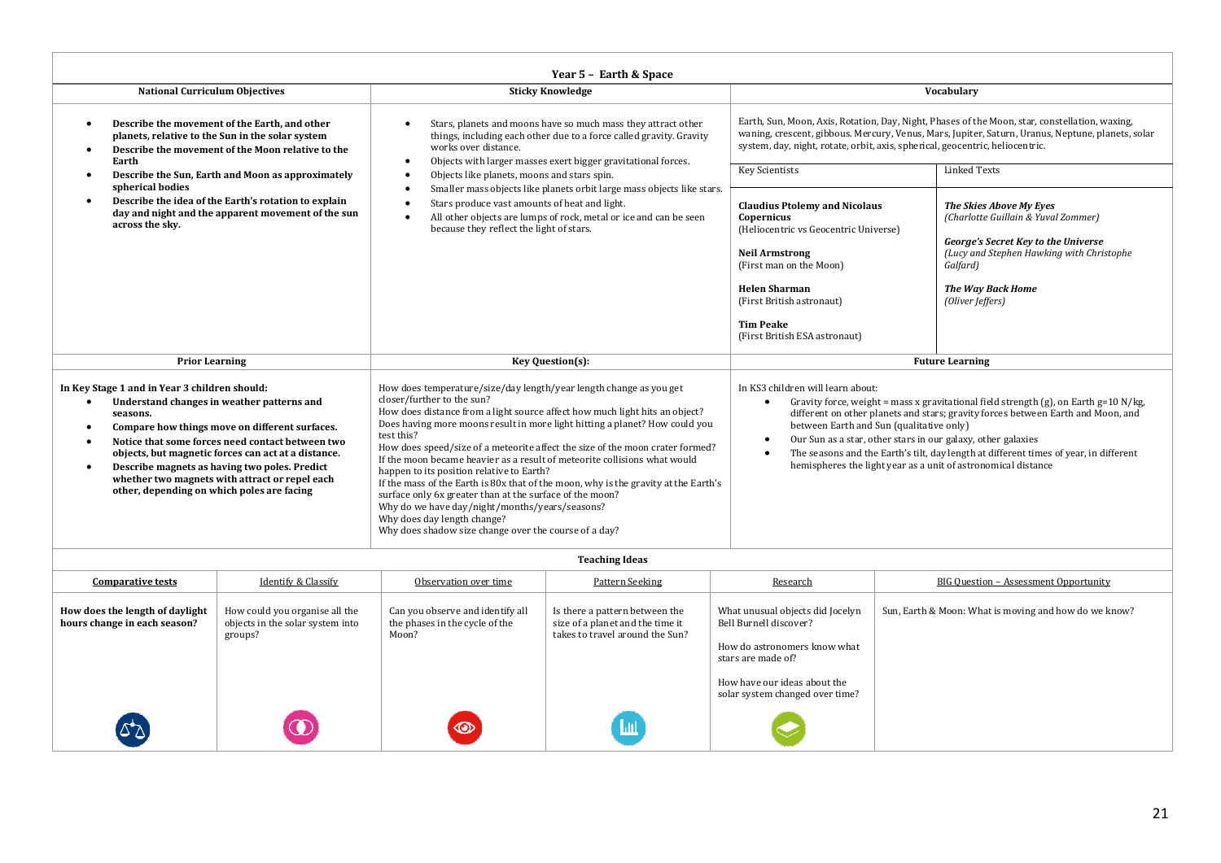# Year 5 – Earth & Space

| National Curriculum Objectives | Sticky Knowledge | Vocabulary |
|---|---|---|
| • **Describe the movement of the Earth, and other planets, relative to the Sun in the solar system**<br>• **Describe the movement of the Moon relative to the Earth**<br>• **Describe the Sun, Earth and Moon as approximately spherical bodies**<br>• **Describe the idea of the Earth's rotation to explain day and night and the apparent movement of the sun across the sky.** | • Stars, planets and moons have so much mass they attract other things, including each other due to a force called gravity. Gravity works over distance.<br>• Objects with larger masses exert bigger gravitational forces.<br>• Objects like planets, moons and stars spin.<br>• Smaller mass objects like planets orbit large mass objects like stars.<br>• Stars produce vast amounts of heat and light.<br>• All other objects are lumps of rock, metal or ice and can be seen because they reflect the light of stars. | Earth, Sun, Moon, Axis, Rotation, Day, Night, Phases of the Moon, star, constellation, waxing, waning, crescent, gibbous. Mercury, Venus, Mars, Jupiter, Saturn, Uranus, Neptune, planets, solar system, day, night, rotate, orbit, axis, spherical, geocentric, heliocentric.<br><br>**Key Scientists**<br>**Claudius Ptolemy and Nicolaus Copernicus** (Heliocentric vs Geocentric Universe)<br>**Neil Armstrong** (First man on the Moon)<br>**Helen Sharman** (First British astronaut)<br>**Tim Peake** (First British ESA astronaut)<br><br>**Linked Texts**<br>***The Skies Above My Eyes*** *(Charlotte Guillain & Yuval Zommer)*<br>***George's Secret Key to the Universe*** *(Lucy and Stephen Hawking with Christophe Galfard)*<br>***The Way Back Home*** *(Oliver Jeffers)* |

| Prior Learning | Key Question(s): | Future Learning |
|---|---|---|
| **In Key Stage 1 and in Year 3 children should:**<br>• **Understand changes in weather patterns and seasons.**<br>• **Compare how things move on different surfaces.**<br>• **Notice that some forces need contact between two objects, but magnetic forces can act at a distance.**<br>• **Describe magnets as having two poles. Predict whether two magnets with attract or repel each other, depending on which poles are facing** | How does temperature/size/day length/year length change as you get closer/further to the sun?<br>How does distance from a light source affect how much light hits an object?<br>Does having more moons result in more light hitting a planet? How could you test this?<br>How does speed/size of a meteorite affect the size of the moon crater formed?<br>If the moon became heavier as a result of meteorite collisions what would happen to its position relative to Earth?<br>If the mass of the Earth is 80x that of the moon, why is the gravity at the Earth's surface only 6x greater than at the surface of the moon?<br>Why do we have day/night/months/years/seasons?<br>Why does day length change?<br>Why does shadow size change over the course of a day? | In KS3 children will learn about:<br>• Gravity force, weight = mass x gravitational field strength (g), on Earth g=10 N/kg, different on other planets and stars; gravity forces between Earth and Moon, and between Earth and Sun (qualitative only)<br>• Our Sun as a star, other stars in our galaxy, other galaxies<br>• The seasons and the Earth's tilt, day length at different times of year, in different hemispheres the light year as a unit of astronomical distance |

## Teaching Ideas

| Comparative tests | Identify & Classify | Observation over time | Pattern Seeking | Research | BIG Question – Assessment Opportunity |
|---|---|---|---|---|---|
| **How does the length of daylight hours change in each season?** | How could you organise all the objects in the solar system into groups? | Can you observe and identify all the phases in the cycle of the Moon? | Is there a pattern between the size of a planet and the time it takes to travel around the Sun? | What unusual objects did Jocelyn Bell Burnell discover?<br><br>How do astronomers know what stars are made of?<br><br>How have our ideas about the solar system changed over time? | Sun, Earth & Moon: What is moving and how do we know? |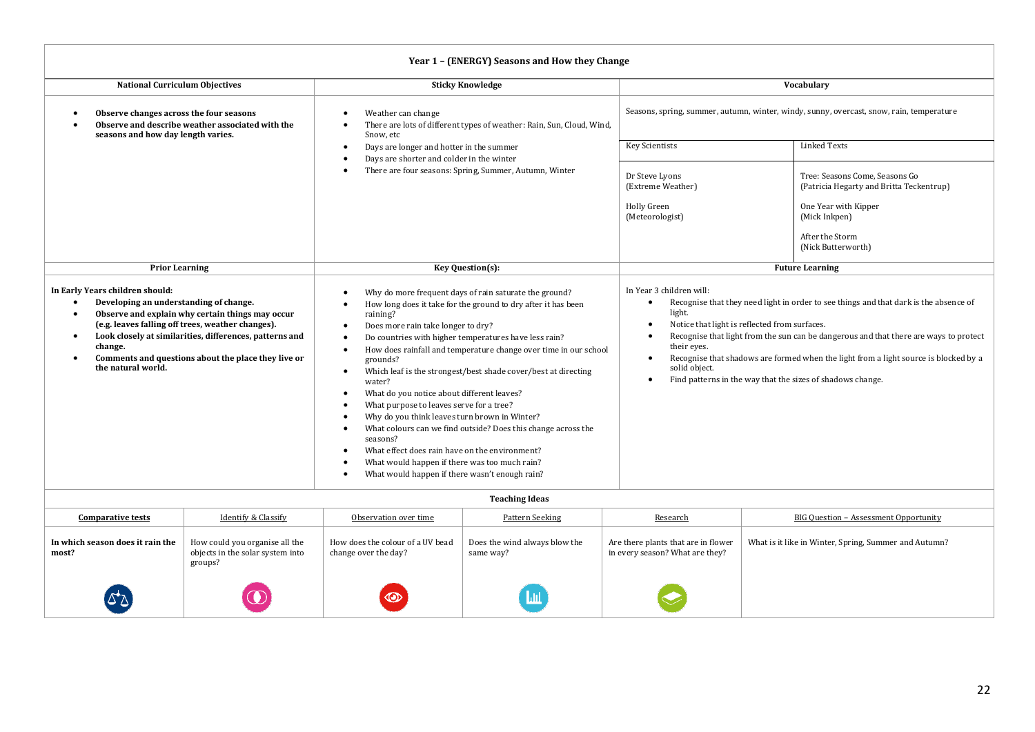## Year 1 – (ENERGY) Seasons and How they Change

| National Curriculum Objectives | Sticky Knowledge | Vocabulary |
|---|---|---|
| • **Observe changes across the four seasons**<br>• **Observe and describe weather associated with the seasons and how day length varies.** | • Weather can change<br>• There are lots of different types of weather: Rain, Sun, Cloud, Wind, Snow, etc<br>• Days are longer and hotter in the summer<br>• Days are shorter and colder in the winter<br>• There are four seasons: Spring, Summer, Autumn, Winter | Seasons, spring, summer, autumn, winter, windy, sunny, overcast, snow, rain, temperature |

| Key Scientists | Linked Texts |
|---|---|
| Dr Steve Lyons (Extreme Weather)<br><br>Holly Green (Meteorologist) | Tree: Seasons Come, Seasons Go (Patricia Hegarty and Britta Teckentrup)<br><br>One Year with Kipper (Mick Inkpen)<br><br>After the Storm (Nick Butterworth) |

| Prior Learning | Key Question(s): | Future Learning |
|---|---|---|
| **In Early Years children should:**<br>• **Developing an understanding of change.**<br>• **Observe and explain why certain things may occur (e.g. leaves falling off trees, weather changes).**<br>• **Look closely at similarities, differences, patterns and change.**<br>• **Comments and questions about the place they live or the natural world.** | • Why do more frequent days of rain saturate the ground?<br>• How long does it take for the ground to dry after it has been raining?<br>• Does more rain take longer to dry?<br>• Do countries with higher temperatures have less rain?<br>• How does rainfall and temperature change over time in our school grounds?<br>• Which leaf is the strongest/best shade cover/best at directing water?<br>• What do you notice about different leaves?<br>• What purpose to leaves serve for a tree?<br>• Why do you think leaves turn brown in Winter?<br>• What colours can we find outside? Does this change across the seasons?<br>• What effect does rain have on the environment?<br>• What would happen if there was too much rain?<br>• What would happen if there wasn't enough rain? | In Year 3 children will:<br>• Recognise that they need light in order to see things and that dark is the absence of light.<br>• Notice that light is reflected from surfaces.<br>• Recognise that light from the sun can be dangerous and that there are ways to protect their eyes.<br>• Recognise that shadows are formed when the light from a light source is blocked by a solid object.<br>• Find patterns in the way that the sizes of shadows change. |

### Teaching Ideas

| Comparative tests | Identify & Classify | Observation over time | Pattern Seeking | Research | BIG Question – Assessment Opportunity |
|---|---|---|---|---|---|
| **In which season does it rain the most?** | How could you organise all the objects in the solar system into groups? | How does the colour of a UV bead change over the day? | Does the wind always blow the same way? | Are there plants that are in flower in every season? What are they? | What is it like in Winter, Spring, Summer and Autumn? |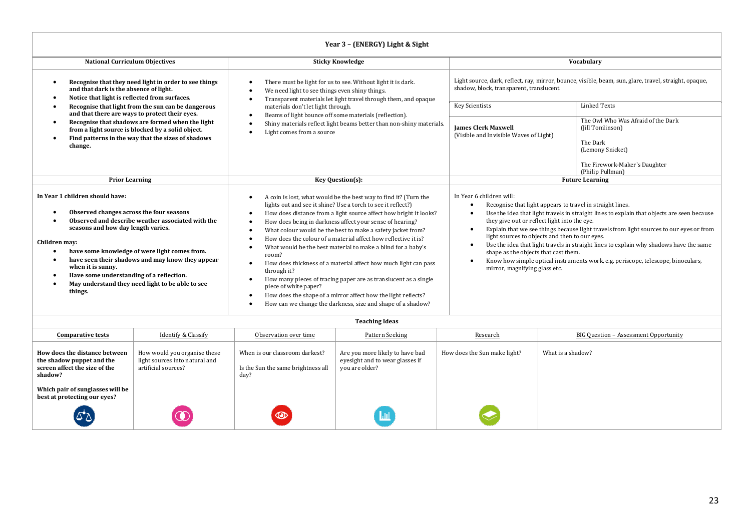# Year 3 – (ENERGY) Light & Sight

| National Curriculum Objectives | Sticky Knowledge | Vocabulary |
|---|---|---|
| • **Recognise that they need light in order to see things and that dark is the absence of light.**<br>• **Notice that light is reflected from surfaces.**<br>• **Recognise that light from the sun can be dangerous and that there are ways to protect their eyes.**<br>• **Recognise that shadows are formed when the light from a light source is blocked by a solid object.**<br>• **Find patterns in the way that the sizes of shadows change.** | • There must be light for us to see. Without light it is dark.<br>• We need light to see things even shiny things.<br>• Transparent materials let light travel through them, and opaque materials don't let light through.<br>• Beams of light bounce off some materials (reflection).<br>• Shiny materials reflect light beams better than non-shiny materials.<br>• Light comes from a source | Light source, dark, reflect, ray, mirror, bounce, visible, beam, sun, glare, travel, straight, opaque, shadow, block, transparent, translucent.<br><br>**Key Scientists:** **James Clerk Maxwell** (Visible and Invisible Waves of Light)<br><br>**Linked Texts:** The Owl Who Was Afraid of the Dark (Jill Tomlinson); The Dark (Lemony Snicket); The Firework-Maker's Daughter (Philip Pullman) |

| Prior Learning | Key Question(s): | Future Learning |
|---|---|---|
| **In Year 1 children should have:**<br>• **Observed changes across the four seasons**<br>• **Observed and describe weather associated with the seasons and how day length varies.**<br><br>**Children may:**<br>• **have some knowledge of were light comes from.**<br>• **have seen their shadows and may know they appear when it is sunny.**<br>• **Have some understanding of a reflection.**<br>• **May understand they need light to be able to see things.** | • A coin is lost, what would be the best way to find it? (Turn the lights out and see it shine? Use a torch to see it reflect?)<br>• How does distance from a light source affect how bright it looks?<br>• How does being in darkness affect your sense of hearing?<br>• What colour would be the best to make a safety jacket from?<br>• How does the colour of a material affect how reflective it is?<br>• What would be the best material to make a blind for a baby's room?<br>• How does thickness of a material affect how much light can pass through it?<br>• How many pieces of tracing paper are as translucent as a single piece of white paper?<br>• How does the shape of a mirror affect how the light reflects?<br>• How can we change the darkness, size and shape of a shadow? | In Year 6 children will:<br>• Recognise that light appears to travel in straight lines.<br>• Use the idea that light travels in straight lines to explain that objects are seen because they give out or reflect light into the eye.<br>• Explain that we see things because light travels from light sources to our eyes or from light sources to objects and then to our eyes.<br>• Use the idea that light travels in straight lines to explain why shadows have the same shape as the objects that cast them.<br>• Know how simple optical instruments work, e.g. periscope, telescope, binoculars, mirror, magnifying glass etc. |

**Teaching Ideas**

| Comparative tests | Identify & Classify | Observation over time | Pattern Seeking | Research | BIG Question – Assessment Opportunity |
|---|---|---|---|---|---|
| **How does the distance between the shadow puppet and the screen affect the size of the shadow?**<br><br>**Which pair of sunglasses will be best at protecting our eyes?** | How would you organise these light sources into natural and artificial sources? | When is our classroom darkest?<br><br>Is the Sun the same brightness all day? | Are you more likely to have bad eyesight and to wear glasses if you are older? | How does the Sun make light? | What is a shadow? |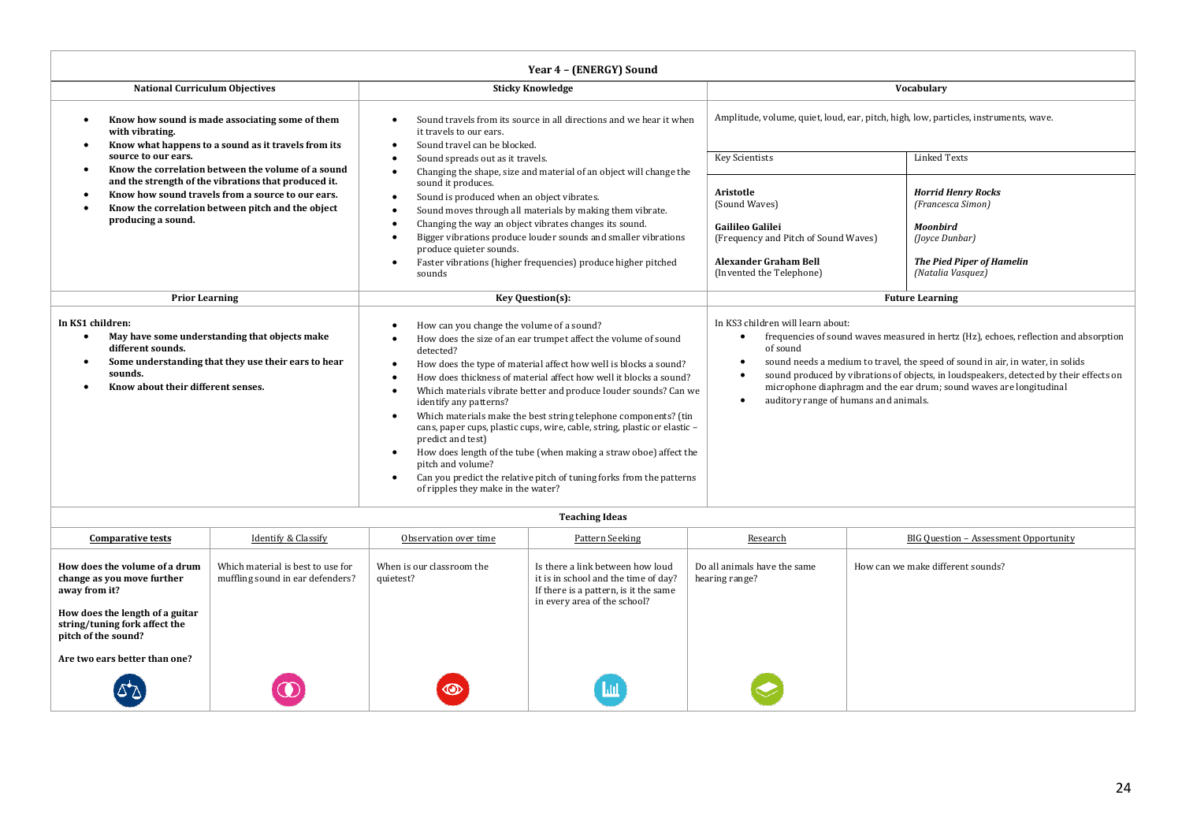# Year 4 – (ENERGY) Sound

| National Curriculum Objectives | Sticky Knowledge | Vocabulary |
|---|---|---|
| • **Know how sound is made associating some of them with vibrating.**<br>• **Know what happens to a sound as it travels from its source to our ears.**<br>• **Know the correlation between the volume of a sound and the strength of the vibrations that produced it.**<br>• **Know how sound travels from a source to our ears.**<br>• **Know the correlation between pitch and the object producing a sound.** | • Sound travels from its source in all directions and we hear it when it travels to our ears.<br>• Sound travel can be blocked.<br>• Sound spreads out as it travels.<br>• Changing the shape, size and material of an object will change the sound it produces.<br>• Sound is produced when an object vibrates.<br>• Sound moves through all materials by making them vibrate.<br>• Changing the way an object vibrates changes its sound.<br>• Bigger vibrations produce louder sounds and smaller vibrations produce quieter sounds.<br>• Faster vibrations (higher frequencies) produce higher pitched sounds | Amplitude, volume, quiet, loud, ear, pitch, high, low, particles, instruments, wave.<br><br>**Key Scientists**<br>**Aristotle** (Sound Waves)<br>**Gailileo Galilei** (Frequency and Pitch of Sound Waves)<br>**Alexander Graham Bell** (Invented the Telephone)<br><br>**Linked Texts**<br>***Horrid Henry Rocks*** *(Francesca Simon)*<br>***Moonbird*** *(Joyce Dunbar)*<br>***The Pied Piper of Hamelin*** *(Natalia Vasquez)* |

| Prior Learning | Key Question(s): | Future Learning |
|---|---|---|
| In KS1 children:<br>• **May have some understanding that objects make different sounds.**<br>• **Some understanding that they use their ears to hear sounds.**<br>• **Know about their different senses.** | • How can you change the volume of a sound?<br>• How does the size of an ear trumpet affect the volume of sound detected?<br>• How does the type of material affect how well is blocks a sound?<br>• How does thickness of material affect how well it blocks a sound?<br>• Which materials vibrate better and produce louder sounds? Can we identify any patterns?<br>• Which materials make the best string telephone components? (tin cans, paper cups, plastic cups, wire, cable, string, plastic or elastic – predict and test)<br>• How does length of the tube (when making a straw oboe) affect the pitch and volume?<br>• Can you predict the relative pitch of tuning forks from the patterns of ripples they make in the water? | In KS3 children will learn about:<br>• frequencies of sound waves measured in hertz (Hz), echoes, reflection and absorption of sound<br>• sound needs a medium to travel, the speed of sound in air, in water, in solids<br>• sound produced by vibrations of objects, in loudspeakers, detected by their effects on microphone diaphragm and the ear drum; sound waves are longitudinal<br>• auditory range of humans and animals. |

## Teaching Ideas

| Comparative tests | Identify & Classify | Observation over time | Pattern Seeking | Research | BIG Question – Assessment Opportunity |
|---|---|---|---|---|---|
| **How does the volume of a drum change as you move further away from it?**<br><br>**How does the length of a guitar string/tuning fork affect the pitch of the sound?**<br><br>**Are two ears better than one?** | Which material is best to use for muffling sound in ear defenders? | When is our classroom the quietest? | Is there a link between how loud it is in school and the time of day? If there is a pattern, is it the same in every area of the school? | Do all animals have the same hearing range? | How can we make different sounds? |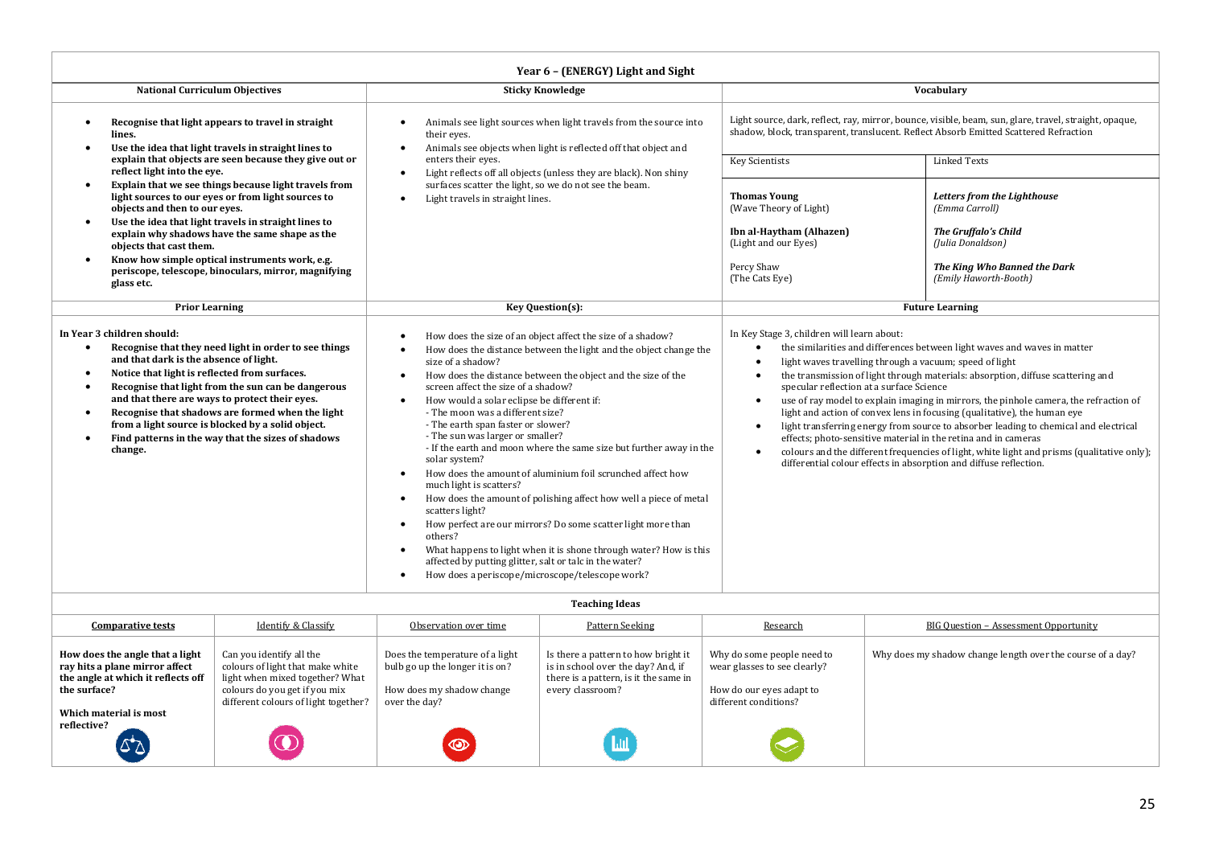# Year 6 – (ENERGY) Light and Sight

## National Curriculum Objectives

- **Recognise that light appears to travel in straight lines.**
- **Use the idea that light travels in straight lines to explain that objects are seen because they give out or reflect light into the eye.**
- **Explain that we see things because light travels from light sources to our eyes or from light sources to objects and then to our eyes.**
- **Use the idea that light travels in straight lines to explain why shadows have the same shape as the objects that cast them.**
- **Know how simple optical instruments work, e.g. periscope, telescope, binoculars, mirror, magnifying glass etc.**

## Sticky Knowledge

- Animals see light sources when light travels from the source into their eyes.
- Animals see objects when light is reflected off that object and enters their eyes.
- Light reflects off all objects (unless they are black). Non shiny surfaces scatter the light, so we do not see the beam.
- Light travels in straight lines.

## Vocabulary

Light source, dark, reflect, ray, mirror, bounce, visible, beam, sun, glare, travel, straight, opaque, shadow, block, transparent, translucent. Reflect Absorb Emitted Scattered Refraction

| Key Scientists | Linked Texts |
|---|---|
| **Thomas Young** (Wave Theory of Light) | ***Letters from the Lighthouse*** *(Emma Carroll)* |
| **Ibn al-Haytham (Alhazen)** (Light and our Eyes) | ***The Gruffalo's Child*** *(Julia Donaldson)* |
| Percy Shaw (The Cats Eye) | ***The King Who Banned the Dark*** *(Emily Haworth-Booth)* |

## Prior Learning

**In Year 3 children should:**

- **Recognise that they need light in order to see things and that dark is the absence of light.**
- **Notice that light is reflected from surfaces.**
- **Recognise that light from the sun can be dangerous and that there are ways to protect their eyes.**
- **Recognise that shadows are formed when the light from a light source is blocked by a solid object.**
- **Find patterns in the way that the sizes of shadows change.**

## Key Question(s):

- How does the size of an object affect the size of a shadow?
- How does the distance between the light and the object change the size of a shadow?
- How does the distance between the object and the size of the screen affect the size of a shadow?
- How would a solar eclipse be different if:
  - The moon was a different size?
  - The earth span faster or slower?
  - The sun was larger or smaller?
  - If the earth and moon where the same size but further away in the solar system?
- How does the amount of aluminium foil scrunched affect how much light is scatters?
- How does the amount of polishing affect how well a piece of metal scatters light?
- How perfect are our mirrors? Do some scatter light more than others?
- What happens to light when it is shone through water? How is this affected by putting glitter, salt or talc in the water?
- How does a periscope/microscope/telescope work?

## Future Learning

In Key Stage 3, children will learn about:

- the similarities and differences between light waves and waves in matter
- light waves travelling through a vacuum; speed of light
- the transmission of light through materials: absorption, diffuse scattering and specular reflection at a surface Science
- use of ray model to explain imaging in mirrors, the pinhole camera, the refraction of light and action of convex lens in focusing (qualitative), the human eye
- light transferring energy from source to absorber leading to chemical and electrical effects; photo-sensitive material in the retina and in cameras
- colours and the different frequencies of light, white light and prisms (qualitative only); differential colour effects in absorption and diffuse reflection.

## Teaching Ideas

| Comparative tests | Identify & Classify | Observation over time | Pattern Seeking | Research | BIG Question – Assessment Opportunity |
|---|---|---|---|---|---|
| **How does the angle that a light ray hits a plane mirror affect the angle at which it reflects off the surface?**<br><br>**Which material is most reflective?** | Can you identify all the colours of light that make white light when mixed together? What colours do you get if you mix different colours of light together? | Does the temperature of a light bulb go up the longer it is on?<br><br>How does my shadow change over the day? | Is there a pattern to how bright it is in school over the day? And, if there is a pattern, is it the same in every classroom? | Why do some people need to wear glasses to see clearly?<br><br>How do our eyes adapt to different conditions? | Why does my shadow change length over the course of a day? |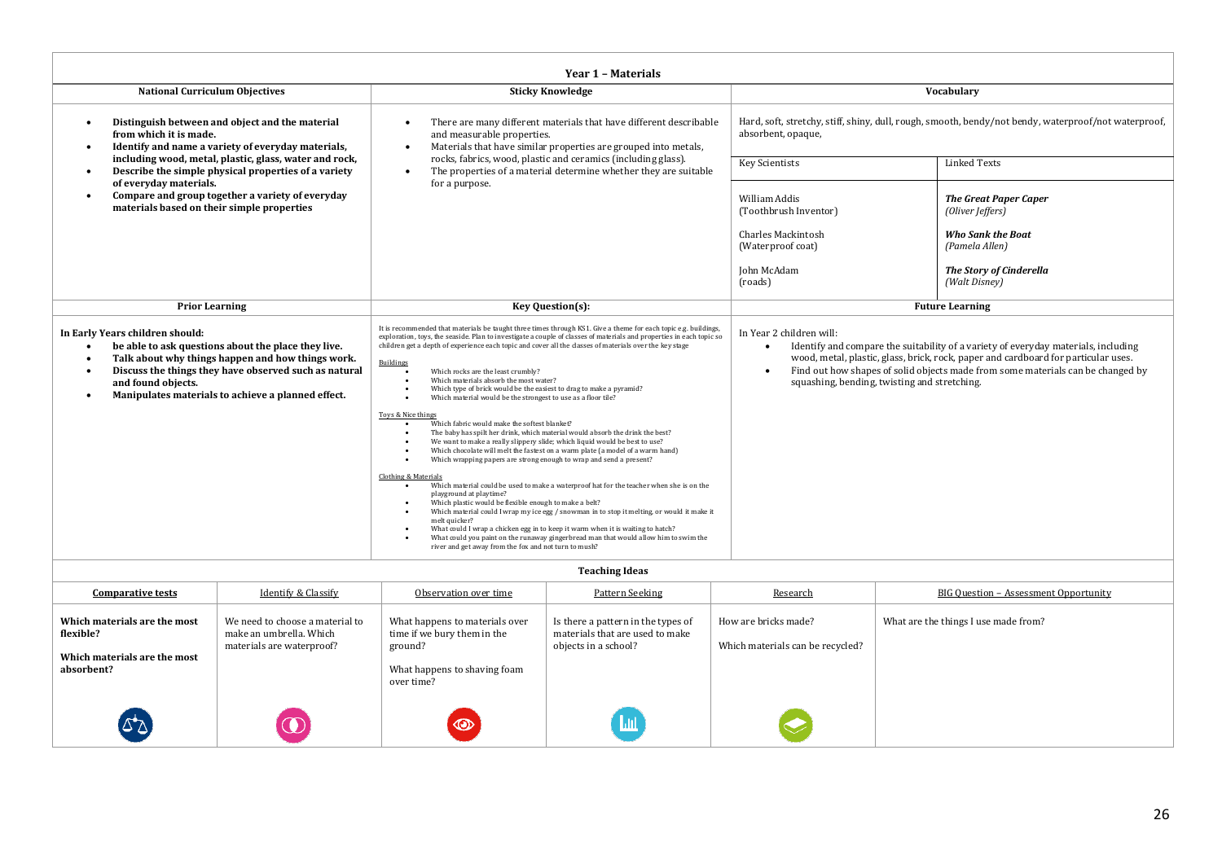# Year 1 – Materials

| National Curriculum Objectives | Sticky Knowledge | Vocabulary |
|---|---|---|
| • **Distinguish between and object and the material from which it is made.**<br>• **Identify and name a variety of everyday materials, including wood, metal, plastic, glass, water and rock,**<br>• **Describe the simple physical properties of a variety of everyday materials.**<br>• **Compare and group together a variety of everyday materials based on their simple properties** | • There are many different materials that have different describable and measurable properties.<br>• Materials that have similar properties are grouped into metals, rocks, fabrics, wood, plastic and ceramics (including glass).<br>• The properties of a material determine whether they are suitable for a purpose. | Hard, soft, stretchy, stiff, shiny, dull, rough, smooth, bendy/not bendy, waterproof/not waterproof, absorbent, opaque, |

| Key Scientists | Linked Texts |
|---|---|
| William Addis (Toothbrush Inventor) | ***The Great Paper Caper*** *(Oliver Jeffers)* |
| Charles Mackintosh (Waterproof coat) | ***Who Sank the Boat*** *(Pamela Allen)* |
| John McAdam (roads) | ***The Story of Cinderella*** *(Walt Disney)* |

| Prior Learning | Key Question(s): | Future Learning |
|---|---|---|
| **In Early Years children should:**<br>• **be able to ask questions about the place they live.**<br>• **Talk about why things happen and how things work.**<br>• **Discuss the things they have observed such as natural and found objects.**<br>• **Manipulates materials to achieve a planned effect.** | It is recommended that materials be taught three times through KS1. Give a theme for each topic e.g. buildings, exploration, toys, the seaside. Plan to investigate a couple of classes of materials and properties in each topic so children get a depth of experience each topic and cover all the classes of materials over the key stage<br><br>Buildings<br>• Which rocks are the least crumbly?<br>• Which materials absorb the most water?<br>• Which type of brick would be the easiest to drag to make a pyramid?<br>• Which material would be the strongest to use as a floor tile?<br><br>Toys & Nice things<br>• Which fabric would make the softest blanket?<br>• The baby has spilt her drink, which material would absorb the drink the best?<br>• We want to make a really slippery slide; which liquid would be best to use?<br>• Which chocolate will melt the fastest on a warm plate (a model of a warm hand)<br>• Which wrapping papers are strong enough to wrap and send a present?<br><br>Clothing & Materials<br>• Which material could be used to make a waterproof hat for the teacher when she is on the playground at playtime?<br>• Which plastic would be flexible enough to make a belt?<br>• Which material could I wrap my ice egg / snowman in to stop it melting, or would it make it melt quicker?<br>• What could I wrap a chicken egg in to keep it warm when it is waiting to hatch?<br>• What could you paint on the runaway gingerbread man that would allow him to swim the river and get away from the fox and not turn to mush? | In Year 2 children will:<br>• Identify and compare the suitability of a variety of everyday materials, including wood, metal, plastic, glass, brick, rock, paper and cardboard for particular uses.<br>• Find out how shapes of solid objects made from some materials can be changed by squashing, bending, twisting and stretching. |

## Teaching Ideas

| **Comparative tests** | Identify & Classify | Observation over time | Pattern Seeking | Research | BIG Question – Assessment Opportunity |
|---|---|---|---|---|---|
| **Which materials are the most flexible?**<br><br>**Which materials are the most absorbent?** | We need to choose a material to make an umbrella. Which materials are waterproof? | What happens to materials over time if we bury them in the ground?<br><br>What happens to shaving foam over time? | Is there a pattern in the types of materials that are used to make objects in a school? | How are bricks made?<br><br>Which materials can be recycled? | What are the things I use made from? |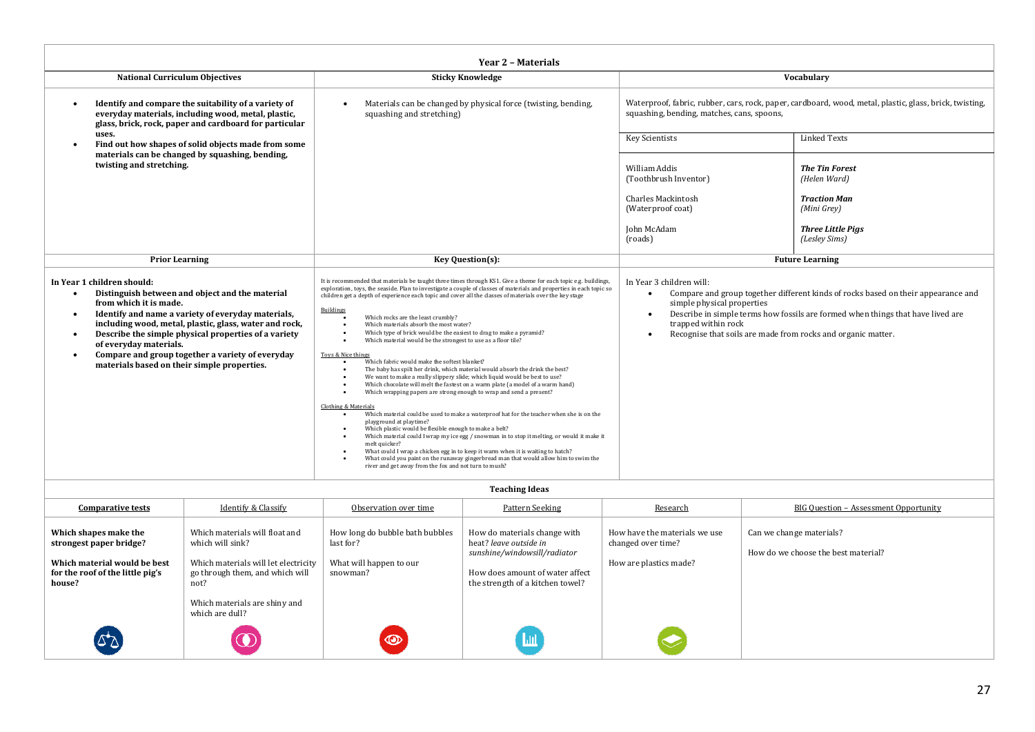# Year 2 – Materials

## National Curriculum Objectives

- **Identify and compare the suitability of a variety of everyday materials, including wood, metal, plastic, glass, brick, rock, paper and cardboard for particular uses.**
- **Find out how shapes of solid objects made from some materials can be changed by squashing, bending, twisting and stretching.**

## Sticky Knowledge

- Materials can be changed by physical force (twisting, bending, squashing and stretching)

## Vocabulary

Waterproof, fabric, rubber, cars, rock, paper, cardboard, wood, metal, plastic, glass, brick, twisting, squashing, bending, matches, cans, spoons,

| Key Scientists | Linked Texts |
|---|---|
| William Addis (Toothbrush Inventor) | ***The Tin Forest*** *(Helen Ward)* |
| Charles Mackintosh (Waterproof coat) | ***Traction Man*** *(Mini Grey)* |
| John McAdam (roads) | ***Three Little Pigs*** *(Lesley Sims)* |

## Prior Learning

**In Year 1 children should:**

- **Distinguish between and object and the material from which it is made.**
- **Identify and name a variety of everyday materials, including wood, metal, plastic, glass, water and rock,**
- **Describe the simple physical properties of a variety of everyday materials.**
- **Compare and group together a variety of everyday materials based on their simple properties.**

## Key Question(s):

It is recommended that materials be taught three times through KS1. Give a theme for each topic e.g. buildings, exploration, toys, the seaside. Plan to investigate a couple of classes of materials and properties in each topic so children get a depth of experience each topic and cover all the classes of materials over the key stage

Buildings

- Which rocks are the least crumbly?
- Which materials absorb the most water?
- Which type of brick would be the easiest to drag to make a pyramid?
- Which material would be the strongest to use as a floor tile?

Toys & Nice things

- Which fabric would make the softest blanket?
- The baby has spilt her drink, which material would absorb the drink the best?
- We want to make a really slippery slide; which liquid would be best to use?
- Which chocolate will melt the fastest on a warm plate (a model of a warm hand)
- Which wrapping papers are strong enough to wrap and send a present?

Clothing & Materials

- Which material could be used to make a waterproof hat for the teacher when she is on the playground at playtime?
- Which plastic would be flexible enough to make a belt?
- Which material could I wrap my ice egg / snowman in to stop it melting, or would it make it melt quicker?
- What could I wrap a chicken egg in to keep it warm when it is waiting to hatch?
- What could you paint on the runaway gingerbread man that would allow him to swim the river and get away from the fox and not turn to mush?

## Future Learning

In Year 3 children will:

- Compare and group together different kinds of rocks based on their appearance and simple physical properties
- Describe in simple terms how fossils are formed when things that have lived are trapped within rock
- Recognise that soils are made from rocks and organic matter.

## Teaching Ideas

| **Comparative tests** | Identify & Classify | Observation over time | Pattern Seeking | Research | BIG Question – Assessment Opportunity |
|---|---|---|---|---|---|
| **Which shapes make the strongest paper bridge?**<br><br>**Which material would be best for the roof of the little pig's house?** | Which materials will float and which will sink?<br><br>Which materials will let electricity go through them, and which will not?<br><br>Which materials are shiny and which are dull? | How long do bubble bath bubbles last for?<br><br>What will happen to our snowman? | How do materials change with heat? *leave outside in sunshine/windowsill/radiator*<br><br>How does amount of water affect the strength of a kitchen towel? | How have the materials we use changed over time?<br><br>How are plastics made? | Can we change materials?<br><br>How do we choose the best material? |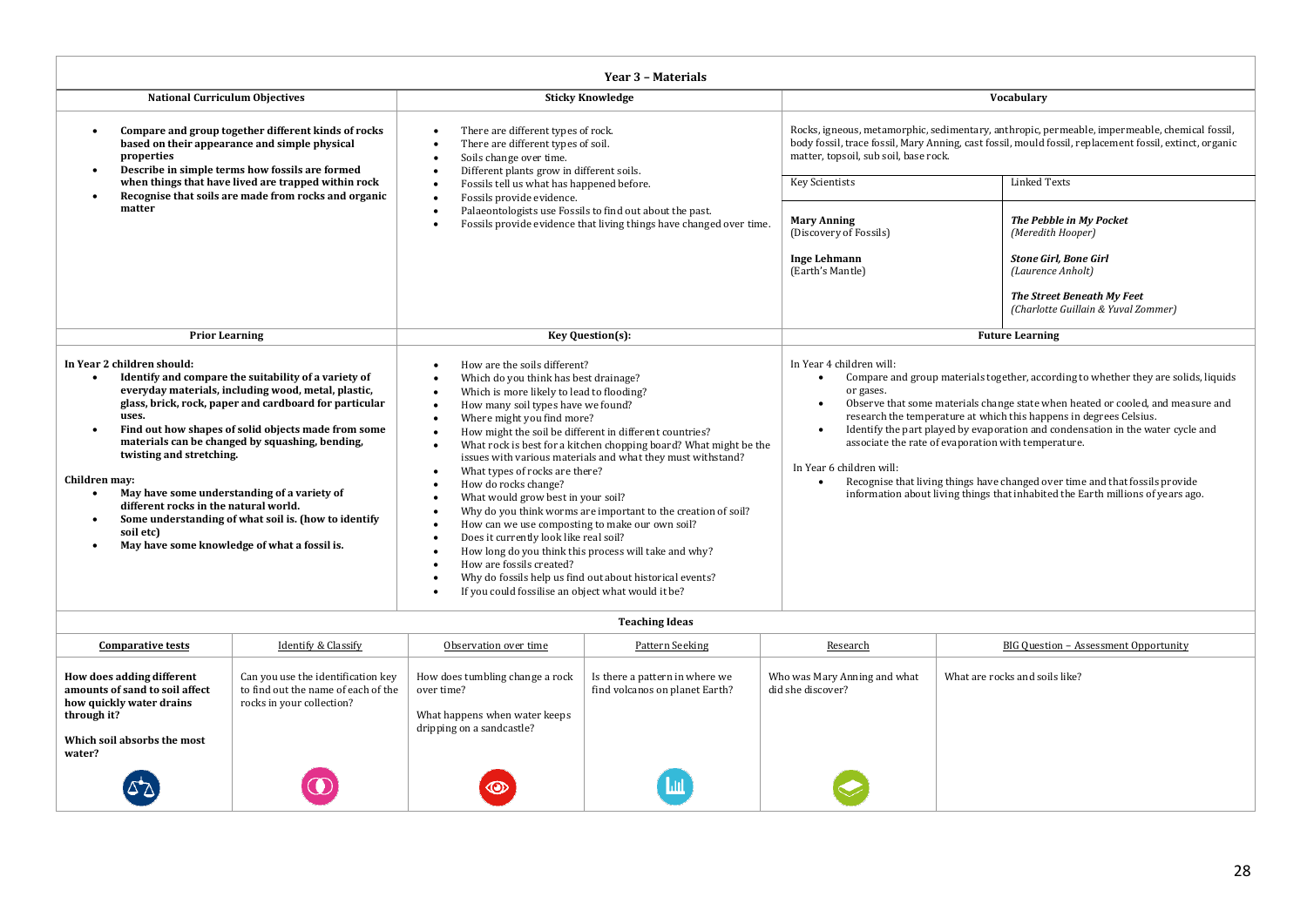# Year 3 – Materials

## National Curriculum Objectives

- **Compare and group together different kinds of rocks based on their appearance and simple physical properties**
- **Describe in simple terms how fossils are formed when things that have lived are trapped within rock**
- **Recognise that soils are made from rocks and organic matter**

## Sticky Knowledge

- There are different types of rock.
- There are different types of soil.
- Soils change over time.
- Different plants grow in different soils.
- Fossils tell us what has happened before.
- Fossils provide evidence.
- Palaeontologists use Fossils to find out about the past.
- Fossils provide evidence that living things have changed over time.

## Vocabulary

Rocks, igneous, metamorphic, sedimentary, anthropic, permeable, impermeable, chemical fossil, body fossil, trace fossil, Mary Anning, cast fossil, mould fossil, replacement fossil, extinct, organic matter, topsoil, sub soil, base rock.

| Key Scientists | Linked Texts |
|---|---|
| **Mary Anning** (Discovery of Fossils) | ***The Pebble in My Pocket*** *(Meredith Hooper)* |
| **Inge Lehmann** (Earth's Mantle) | ***Stone Girl, Bone Girl*** *(Laurence Anholt)* |
| | ***The Street Beneath My Feet*** *(Charlotte Guillain & Yuval Zommer)* |

## Prior Learning

**In Year 2 children should:**

- **Identify and compare the suitability of a variety of everyday materials, including wood, metal, plastic, glass, brick, rock, paper and cardboard for particular uses.**
- **Find out how shapes of solid objects made from some materials can be changed by squashing, bending, twisting and stretching.**

**Children may:**

- **May have some understanding of a variety of different rocks in the natural world.**
- **Some understanding of what soil is. (how to identify soil etc)**
- **May have some knowledge of what a fossil is.**

## Key Question(s):

- How are the soils different?
- Which do you think has best drainage?
- Which is more likely to lead to flooding?
- How many soil types have we found?
- Where might you find more?
- How might the soil be different in different countries?
- What rock is best for a kitchen chopping board? What might be the issues with various materials and what they must withstand?
- What types of rocks are there?
- How do rocks change?
- What would grow best in your soil?
- Why do you think worms are important to the creation of soil?
- How can we use composting to make our own soil?
- Does it currently look like real soil?
- How long do you think this process will take and why?
- How are fossils created?
- Why do fossils help us find out about historical events?
- If you could fossilise an object what would it be?

## Future Learning

In Year 4 children will:

- Compare and group materials together, according to whether they are solids, liquids or gases.
- Observe that some materials change state when heated or cooled, and measure and research the temperature at which this happens in degrees Celsius.
- Identify the part played by evaporation and condensation in the water cycle and associate the rate of evaporation with temperature.

In Year 6 children will:

- Recognise that living things have changed over time and that fossils provide information about living things that inhabited the Earth millions of years ago.

## Teaching Ideas

| Comparative tests | Identify & Classify | Observation over time | Pattern Seeking | Research | BIG Question – Assessment Opportunity |
|---|---|---|---|---|---|
| **How does adding different amounts of sand to soil affect how quickly water drains through it?** <br><br> **Which soil absorbs the most water?** | Can you use the identification key to find out the name of each of the rocks in your collection? | How does tumbling change a rock over time? <br><br> What happens when water keeps dripping on a sandcastle? | Is there a pattern in where we find volcanos on planet Earth? | Who was Mary Anning and what did she discover? | What are rocks and soils like? |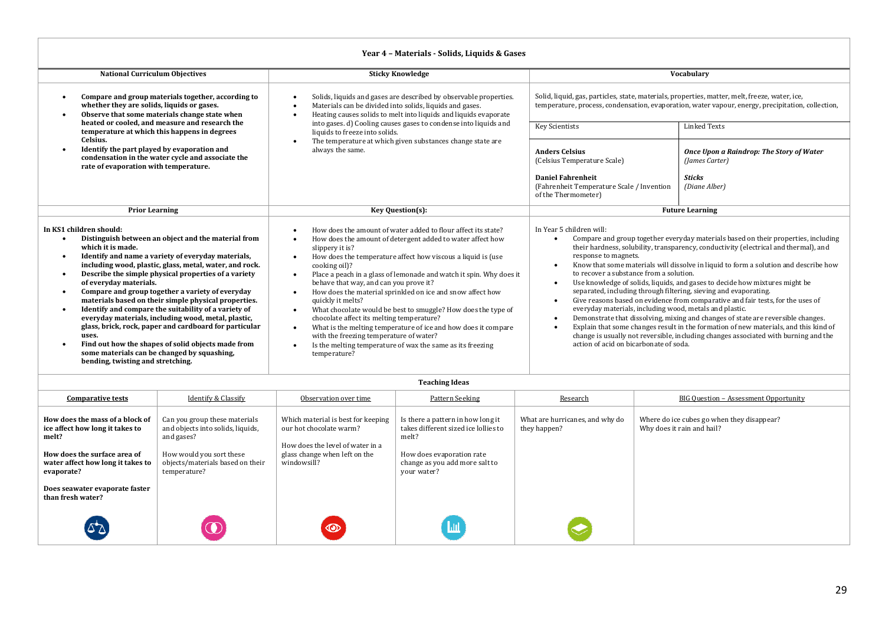# Year 4 – Materials - Solids, Liquids & Gases

## National Curriculum Objectives

- **Compare and group materials together, according to whether they are solids, liquids or gases.**
- **Observe that some materials change state when heated or cooled, and measure and research the temperature at which this happens in degrees Celsius.**
- **Identify the part played by evaporation and condensation in the water cycle and associate the rate of evaporation with temperature.**

## Sticky Knowledge

- Solids, liquids and gases are described by observable properties.
- Materials can be divided into solids, liquids and gases.
- Heating causes solids to melt into liquids and liquids evaporate into gases. d) Cooling causes gases to condense into liquids and liquids to freeze into solids.
- The temperature at which given substances change state are always the same.

## Vocabulary

Solid, liquid, gas, particles, state, materials, properties, matter, melt, freeze, water, ice, temperature, process, condensation, evaporation, water vapour, energy, precipitation, collection,

| Key Scientists | Linked Texts |
|---|---|
| **Anders Celsius** (Celsius Temperature Scale) | ***Once Upon a Raindrop: The Story of Water*** *(James Carter)* |
| **Daniel Fahrenheit** (Fahrenheit Temperature Scale / Invention of the Thermometer) | ***Sticks*** *(Diane Alber)* |

## Prior Learning

**In KS1 children should:**

- **Distinguish between an object and the material from which it is made.**
- **Identify and name a variety of everyday materials, including wood, plastic, glass, metal, water, and rock.**
- **Describe the simple physical properties of a variety of everyday materials.**
- **Compare and group together a variety of everyday materials based on their simple physical properties.**
- **Identify and compare the suitability of a variety of everyday materials, including wood, metal, plastic, glass, brick, rock, paper and cardboard for particular uses.**
- **Find out how the shapes of solid objects made from some materials can be changed by squashing, bending, twisting and stretching.**

## Key Question(s):

- How does the amount of water added to flour affect its state?
- How does the amount of detergent added to water affect how slippery it is?
- How does the temperature affect how viscous a liquid is (use cooking oil)?
- Place a peach in a glass of lemonade and watch it spin. Why does it behave that way, and can you prove it?
- How does the material sprinkled on ice and snow affect how quickly it melts?
- What chocolate would be best to smuggle? How does the type of chocolate affect its melting temperature?
- What is the melting temperature of ice and how does it compare with the freezing temperature of water?
- Is the melting temperature of wax the same as its freezing temperature?

## Future Learning

In Year 5 children will:

- Compare and group together everyday materials based on their properties, including their hardness, solubility, transparency, conductivity (electrical and thermal), and response to magnets.
- Know that some materials will dissolve in liquid to form a solution and describe how to recover a substance from a solution.
- Use knowledge of solids, liquids, and gases to decide how mixtures might be separated, including through filtering, sieving and evaporating.
- Give reasons based on evidence from comparative and fair tests, for the uses of everyday materials, including wood, metals and plastic.
- Demonstrate that dissolving, mixing and changes of state are reversible changes.
- Explain that some changes result in the formation of new materials, and this kind of change is usually not reversible, including changes associated with burning and the action of acid on bicarbonate of soda.

## Teaching Ideas

| Comparative tests | Identify & Classify | Observation over time | Pattern Seeking | Research | BIG Question – Assessment Opportunity |
|---|---|---|---|---|---|
| **How does the mass of a block of ice affect how long it takes to melt?**<br><br>**How does the surface area of water affect how long it takes to evaporate?**<br><br>**Does seawater evaporate faster than fresh water?** | Can you group these materials and objects into solids, liquids, and gases?<br><br>How would you sort these objects/materials based on their temperature? | Which material is best for keeping our hot chocolate warm?<br><br>How does the level of water in a glass change when left on the windowsill? | Is there a pattern in how long it takes different sized ice lollies to melt?<br><br>How does evaporation rate change as you add more salt to your water? | What are hurricanes, and why do they happen? | Where do ice cubes go when they disappear?<br>Why does it rain and hail? |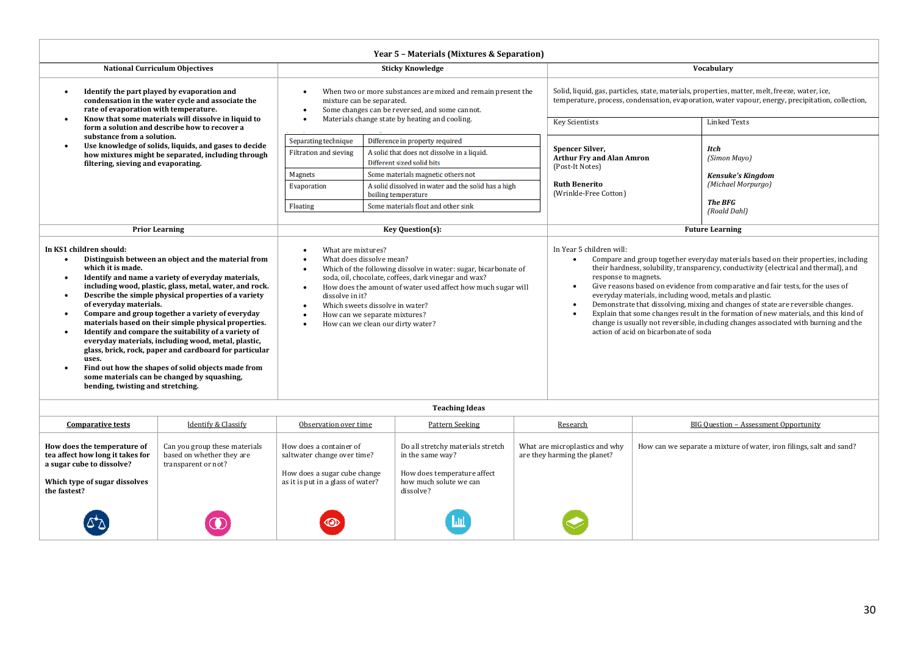# Year 5 – Materials (Mixtures & Separation)

## National Curriculum Objectives

- **Identify the part played by evaporation and condensation in the water cycle and associate the rate of evaporation with temperature.**
- **Know that some materials will dissolve in liquid to form a solution and describe how to recover a substance from a solution.**
- **Use knowledge of solids, liquids, and gases to decide how mixtures might be separated, including through filtering, sieving and evaporating.**

## Sticky Knowledge

- When two or more substances are mixed and remain present the mixture can be separated.
- Some changes can be reversed, and some cannot.
- Materials change state by heating and cooling.

| Separating technique | Difference in property required |
|---|---|
| Filtration and sieving | A solid that does not dissolve in a liquid. Different sized solid bits |
| Magnets | Some materials magnetic others not |
| Evaporation | A solid dissolved in water and the solid has a high boiling temperature |
| Floating | Some materials float and other sink |

## Vocabulary

Solid, liquid, gas, particles, state, materials, properties, matter, melt, freeze, water, ice, temperature, process, condensation, evaporation, water vapour, energy, precipitation, collection.

| Key Scientists | Linked Texts |
|---|---|
| **Spencer Silver, Arthur Fry and Alan Amron** (Post-It Notes)<br><br>**Ruth Benerito** (Wrinkle-Free Cotton) | ***Itch*** *(Simon Mayo)*<br><br>***Kensuke's Kingdom*** *(Michael Morpurgo)*<br><br>***The BFG*** *(Roald Dahl)* |

## Prior Learning

**In KS1 children should:**

- **Distinguish between an object and the material from which it is made.**
- **Identify and name a variety of everyday materials, including wood, plastic, glass, metal, water, and rock.**
- **Describe the simple physical properties of a variety of everyday materials.**
- **Compare and group together a variety of everyday materials based on their simple physical properties.**
- **Identify and compare the suitability of a variety of everyday materials, including wood, metal, plastic, glass, brick, rock, paper and cardboard for particular uses.**
- **Find out how the shapes of solid objects made from some materials can be changed by squashing, bending, twisting and stretching.**

## Key Question(s):

- What are mixtures?
- What does dissolve mean?
- Which of the following dissolve in water: sugar, bicarbonate of soda, oil, chocolate, coffees, dark vinegar and wax?
- How does the amount of water used affect how much sugar will dissolve in it?
- Which sweets dissolve in water?
- How can we separate mixtures?
- How can we clean our dirty water?

## Future Learning

In Year 5 children will:

- Compare and group together everyday materials based on their properties, including their hardness, solubility, transparency, conductivity (electrical and thermal), and response to magnets.
- Give reasons based on evidence from comparative and fair tests, for the uses of everyday materials, including wood, metals and plastic.
- Demonstrate that dissolving, mixing and changes of state are reversible changes.
- Explain that some changes result in the formation of new materials, and this kind of change is usually not reversible, including changes associated with burning and the action of acid on bicarbonate of soda

## Teaching Ideas

| Comparative tests | Identify & Classify | Observation over time | Pattern Seeking | Research | BIG Question – Assessment Opportunity |
|---|---|---|---|---|---|
| **How does the temperature of tea affect how long it takes for a sugar cube to dissolve?**<br><br>**Which type of sugar dissolves the fastest?** | Can you group these materials based on whether they are transparent or not? | How does a container of saltwater change over time?<br><br>How does a sugar cube change as it is put in a glass of water? | Do all stretchy materials stretch in the same way?<br><br>How does temperature affect how much solute we can dissolve? | What are microplastics and why are they harming the planet? | How can we separate a mixture of water, iron filings, salt and sand? |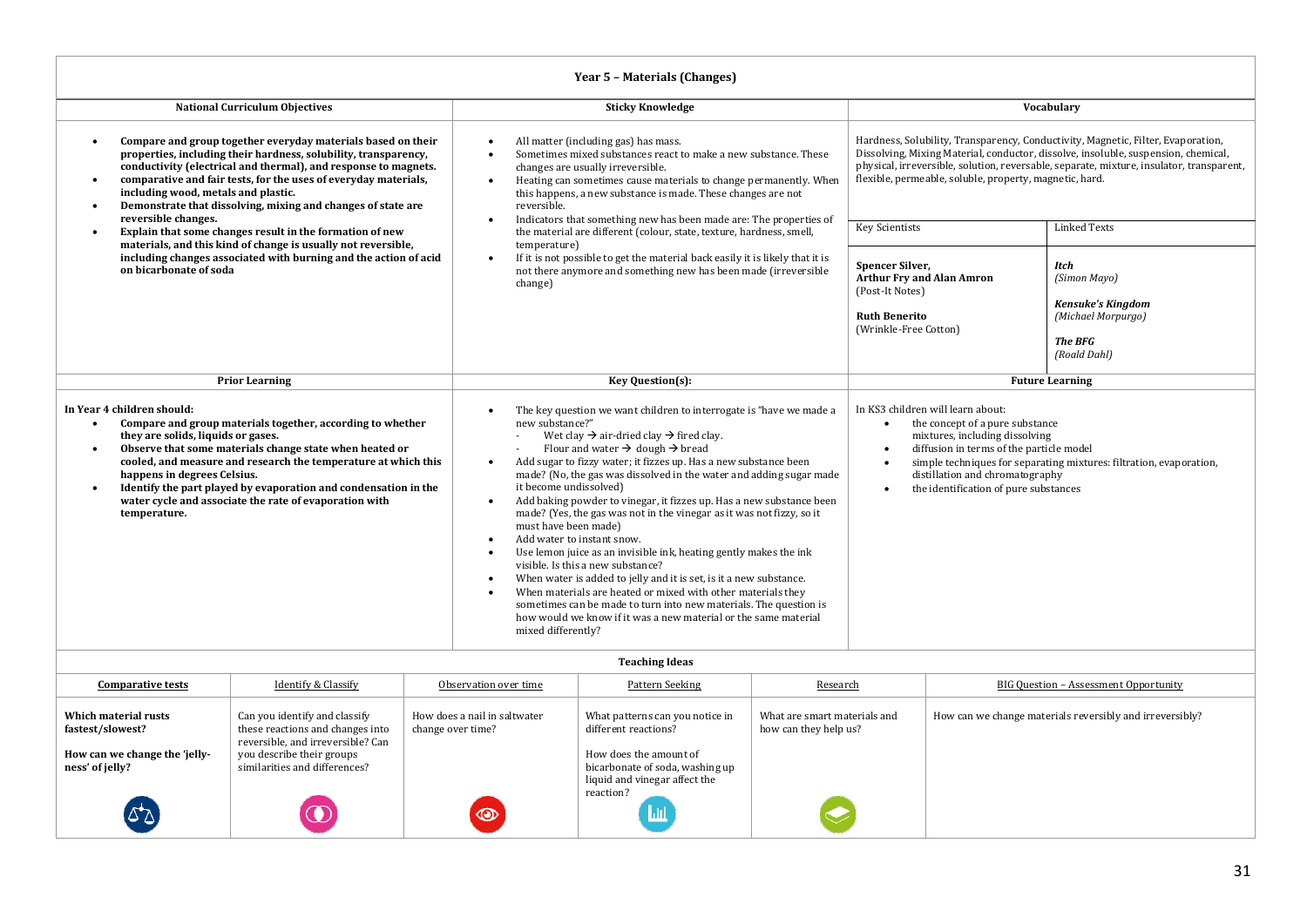# Year 5 – Materials (Changes)

| National Curriculum Objectives | Sticky Knowledge | Vocabulary |
|---|---|---|
| • **Compare and group together everyday materials based on their properties, including their hardness, solubility, transparency, conductivity (electrical and thermal), and response to magnets.**<br>• **comparative and fair tests, for the uses of everyday materials, including wood, metals and plastic.**<br>• **Demonstrate that dissolving, mixing and changes of state are reversible changes.**<br>• **Explain that some changes result in the formation of new materials, and this kind of change is usually not reversible, including changes associated with burning and the action of acid on bicarbonate of soda** | • All matter (including gas) has mass.<br>• Sometimes mixed substances react to make a new substance. These changes are usually irreversible.<br>• Heating can sometimes cause materials to change permanently. When this happens, a new substance is made. These changes are not reversible.<br>• Indicators that something new has been made are: The properties of the material are different (colour, state, texture, hardness, smell, temperature)<br>• If it is not possible to get the material back easily it is likely that it is not there anymore and something new has been made (irreversible change) | Hardness, Solubility, Transparency, Conductivity, Magnetic, Filter, Evaporation, Dissolving, Mixing Material, conductor, dissolve, insoluble, suspension, chemical, physical, irreversible, solution, reversable, separate, mixture, insulator, transparent, flexible, permeable, soluble, property, magnetic, hard.<br><br>**Key Scientists:**<br>**Spencer Silver, Arthur Fry and Alan Amron** (Post-It Notes)<br>**Ruth Benerito** (Wrinkle-Free Cotton)<br><br>**Linked Texts:**<br>***Itch*** *(Simon Mayo)*<br>***Kensuke's Kingdom*** *(Michael Morpurgo)*<br>***The BFG*** *(Roald Dahl)* |

| Prior Learning | Key Question(s): | Future Learning |
|---|---|---|
| **In Year 4 children should:**<br>• **Compare and group materials together, according to whether they are solids, liquids or gases.**<br>• **Observe that some materials change state when heated or cooled, and measure and research the temperature at which this happens in degrees Celsius.**<br>• **Identify the part played by evaporation and condensation in the water cycle and associate the rate of evaporation with temperature.** | • The key question we want children to interrogate is "have we made a new substance?"<br>&nbsp;&nbsp;- Wet clay → air-dried clay → fired clay.<br>&nbsp;&nbsp;- Flour and water → dough → bread<br>• Add sugar to fizzy water; it fizzes up. Has a new substance been made? (No, the gas was dissolved in the water and adding sugar made it become undissolved)<br>• Add baking powder to vinegar, it fizzes up. Has a new substance been made? (Yes, the gas was not in the vinegar as it was not fizzy, so it must have been made)<br>• Add water to instant snow.<br>• Use lemon juice as an invisible ink, heating gently makes the ink visible. Is this a new substance?<br>• When water is added to jelly and it is set, is it a new substance.<br>• When materials are heated or mixed with other materials they sometimes can be made to turn into new materials. The question is how would we know if it was a new material or the same material mixed differently? | In KS3 children will learn about:<br>• the concept of a pure substance mixtures, including dissolving<br>• diffusion in terms of the particle model<br>• simple techniques for separating mixtures: filtration, evaporation, distillation and chromatography<br>• the identification of pure substances |

## Teaching Ideas

| Comparative tests | Identify & Classify | Observation over time | Pattern Seeking | Research | BIG Question – Assessment Opportunity |
|---|---|---|---|---|---|
| **Which material rusts fastest/slowest?**<br><br>**How can we change the 'jelly-ness' of jelly?** | Can you identify and classify these reactions and changes into reversible, and irreversible? Can you describe their groups similarities and differences? | How does a nail in saltwater change over time? | What patterns can you notice in different reactions?<br><br>How does the amount of bicarbonate of soda, washing up liquid and vinegar affect the reaction? | What are smart materials and how can they help us? | How can we change materials reversibly and irreversibly? |